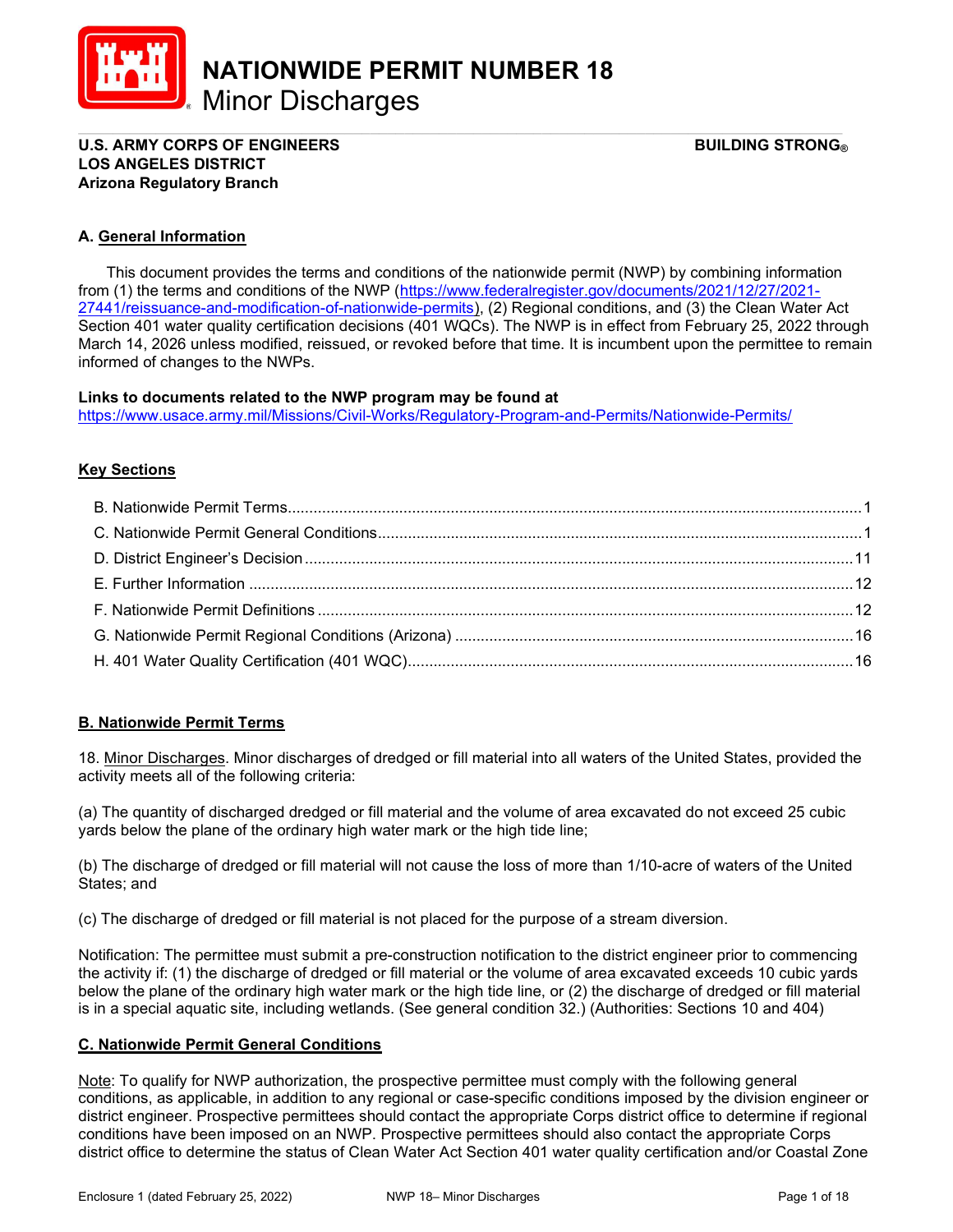# NATIONWIDE PERMIT NUMBER 18
## Minor Discharges

**U.S. ARMY CORPS OF ENGINEERS** **BUILDING STRONG®**
**LOS ANGELES DISTRICT**
**Arizona Regulatory Branch**

### A. General Information

This document provides the terms and conditions of the nationwide permit (NWP) by combining information from (1) the terms and conditions of the NWP (https://www.federalregister.gov/documents/2021/12/27/2021-27441/reissuance-and-modification-of-nationwide-permits), (2) Regional conditions, and (3) the Clean Water Act Section 401 water quality certification decisions (401 WQCs). The NWP is in effect from February 25, 2022 through March 14, 2026 unless modified, reissued, or revoked before that time. It is incumbent upon the permittee to remain informed of changes to the NWPs.

**Links to documents related to the NWP program may be found at**
https://www.usace.army.mil/Missions/Civil-Works/Regulatory-Program-and-Permits/Nationwide-Permits/

### Key Sections

- B. Nationwide Permit Terms....1
- C. Nationwide Permit General Conditions....1
- D. District Engineer's Decision....11
- E. Further Information....12
- F. Nationwide Permit Definitions....12
- G. Nationwide Permit Regional Conditions (Arizona)....16
- H. 401 Water Quality Certification (401 WQC)....16

### B. Nationwide Permit Terms

18. Minor Discharges. Minor discharges of dredged or fill material into all waters of the United States, provided the activity meets all of the following criteria:

(a) The quantity of discharged dredged or fill material and the volume of area excavated do not exceed 25 cubic yards below the plane of the ordinary high water mark or the high tide line;

(b) The discharge of dredged or fill material will not cause the loss of more than 1/10-acre of waters of the United States; and

(c) The discharge of dredged or fill material is not placed for the purpose of a stream diversion.

Notification: The permittee must submit a pre-construction notification to the district engineer prior to commencing the activity if: (1) the discharge of dredged or fill material or the volume of area excavated exceeds 10 cubic yards below the plane of the ordinary high water mark or the high tide line, or (2) the discharge of dredged or fill material is in a special aquatic site, including wetlands. (See general condition 32.) (Authorities: Sections 10 and 404)

### C. Nationwide Permit General Conditions

Note: To qualify for NWP authorization, the prospective permittee must comply with the following general conditions, as applicable, in addition to any regional or case-specific conditions imposed by the division engineer or district engineer. Prospective permittees should contact the appropriate Corps district office to determine if regional conditions have been imposed on an NWP. Prospective permittees should also contact the appropriate Corps district office to determine the status of Clean Water Act Section 401 water quality certification and/or Coastal Zone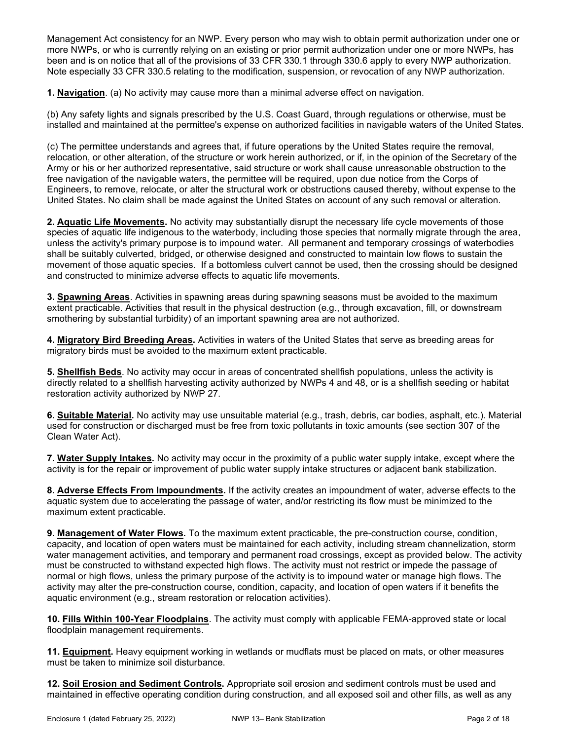Management Act consistency for an NWP. Every person who may wish to obtain permit authorization under one or more NWPs, or who is currently relying on an existing or prior permit authorization under one or more NWPs, has been and is on notice that all of the provisions of 33 CFR 330.1 through 330.6 apply to every NWP authorization. Note especially 33 CFR 330.5 relating to the modification, suspension, or revocation of any NWP authorization.

**1. <u>Navigation</u>**. (a) No activity may cause more than a minimal adverse effect on navigation.

(b) Any safety lights and signals prescribed by the U.S. Coast Guard, through regulations or otherwise, must be installed and maintained at the permittee's expense on authorized facilities in navigable waters of the United States.

(c) The permittee understands and agrees that, if future operations by the United States require the removal, relocation, or other alteration, of the structure or work herein authorized, or if, in the opinion of the Secretary of the Army or his or her authorized representative, said structure or work shall cause unreasonable obstruction to the free navigation of the navigable waters, the permittee will be required, upon due notice from the Corps of Engineers, to remove, relocate, or alter the structural work or obstructions caused thereby, without expense to the United States. No claim shall be made against the United States on account of any such removal or alteration.

**2. <u>Aquatic Life Movements</u>.** No activity may substantially disrupt the necessary life cycle movements of those species of aquatic life indigenous to the waterbody, including those species that normally migrate through the area, unless the activity's primary purpose is to impound water. All permanent and temporary crossings of waterbodies shall be suitably culverted, bridged, or otherwise designed and constructed to maintain low flows to sustain the movement of those aquatic species. If a bottomless culvert cannot be used, then the crossing should be designed and constructed to minimize adverse effects to aquatic life movements.

**3. <u>Spawning Areas</u>**. Activities in spawning areas during spawning seasons must be avoided to the maximum extent practicable. Activities that result in the physical destruction (e.g., through excavation, fill, or downstream smothering by substantial turbidity) of an important spawning area are not authorized.

**4. <u>Migratory Bird Breeding Areas</u>.** Activities in waters of the United States that serve as breeding areas for migratory birds must be avoided to the maximum extent practicable.

**5. <u>Shellfish Beds</u>**. No activity may occur in areas of concentrated shellfish populations, unless the activity is directly related to a shellfish harvesting activity authorized by NWPs 4 and 48, or is a shellfish seeding or habitat restoration activity authorized by NWP 27.

**6. <u>Suitable Material</u>.** No activity may use unsuitable material (e.g., trash, debris, car bodies, asphalt, etc.). Material used for construction or discharged must be free from toxic pollutants in toxic amounts (see section 307 of the Clean Water Act).

**7. <u>Water Supply Intakes</u>.** No activity may occur in the proximity of a public water supply intake, except where the activity is for the repair or improvement of public water supply intake structures or adjacent bank stabilization.

**8. <u>Adverse Effects From Impoundments</u>.** If the activity creates an impoundment of water, adverse effects to the aquatic system due to accelerating the passage of water, and/or restricting its flow must be minimized to the maximum extent practicable.

**9. <u>Management of Water Flows</u>.** To the maximum extent practicable, the pre-construction course, condition, capacity, and location of open waters must be maintained for each activity, including stream channelization, storm water management activities, and temporary and permanent road crossings, except as provided below. The activity must be constructed to withstand expected high flows. The activity must not restrict or impede the passage of normal or high flows, unless the primary purpose of the activity is to impound water or manage high flows. The activity may alter the pre-construction course, condition, capacity, and location of open waters if it benefits the aquatic environment (e.g., stream restoration or relocation activities).

**10. <u>Fills Within 100-Year Floodplains</u>**. The activity must comply with applicable FEMA-approved state or local floodplain management requirements.

**11. <u>Equipment</u>.** Heavy equipment working in wetlands or mudflats must be placed on mats, or other measures must be taken to minimize soil disturbance.

**12. <u>Soil Erosion and Sediment Controls</u>.** Appropriate soil erosion and sediment controls must be used and maintained in effective operating condition during construction, and all exposed soil and other fills, as well as any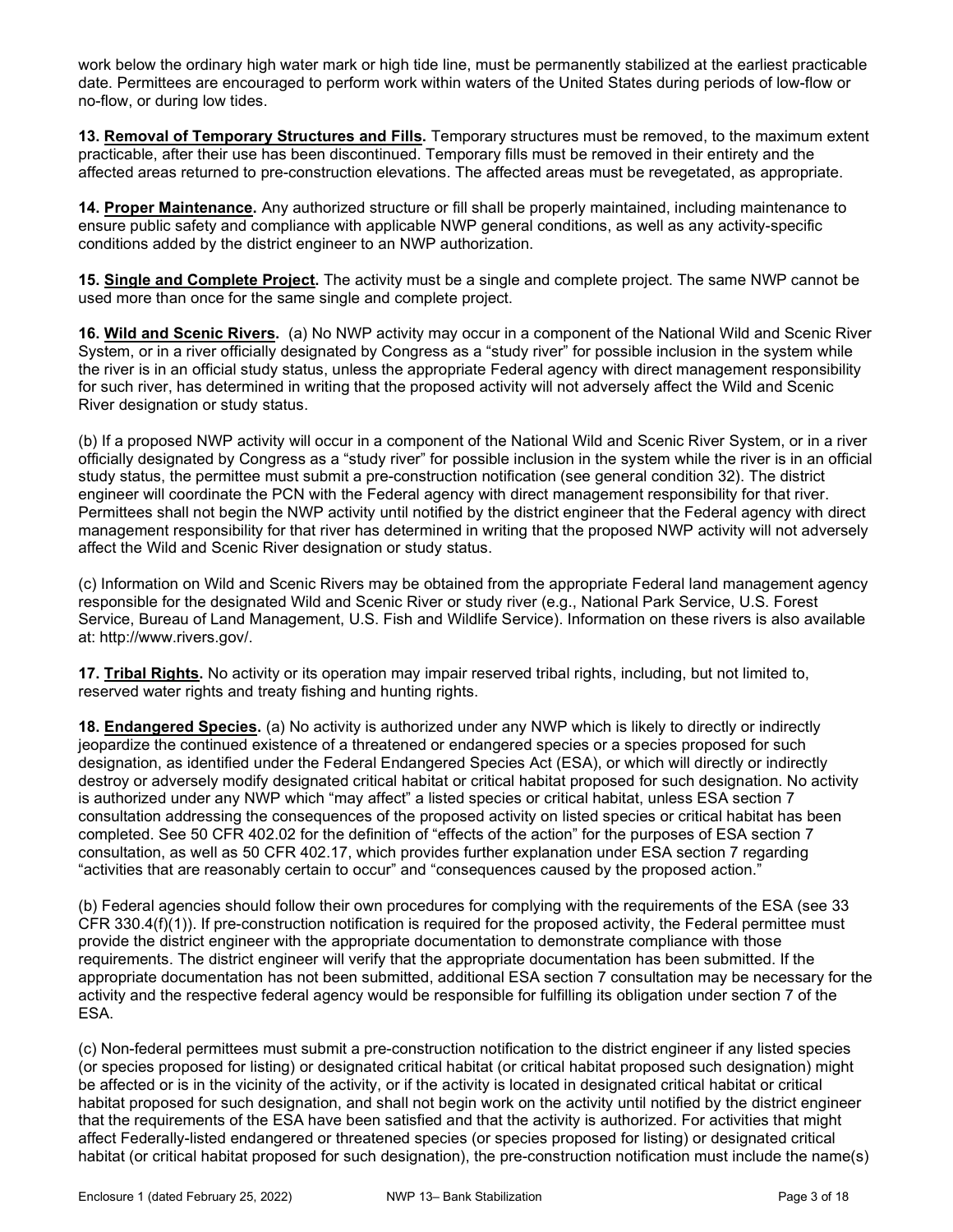work below the ordinary high water mark or high tide line, must be permanently stabilized at the earliest practicable date. Permittees are encouraged to perform work within waters of the United States during periods of low-flow or no-flow, or during low tides.

**13. Removal of Temporary Structures and Fills.** Temporary structures must be removed, to the maximum extent practicable, after their use has been discontinued. Temporary fills must be removed in their entirety and the affected areas returned to pre-construction elevations. The affected areas must be revegetated, as appropriate.

**14. Proper Maintenance.** Any authorized structure or fill shall be properly maintained, including maintenance to ensure public safety and compliance with applicable NWP general conditions, as well as any activity-specific conditions added by the district engineer to an NWP authorization.

**15. Single and Complete Project.** The activity must be a single and complete project. The same NWP cannot be used more than once for the same single and complete project.

**16. Wild and Scenic Rivers.** (a) No NWP activity may occur in a component of the National Wild and Scenic River System, or in a river officially designated by Congress as a "study river" for possible inclusion in the system while the river is in an official study status, unless the appropriate Federal agency with direct management responsibility for such river, has determined in writing that the proposed activity will not adversely affect the Wild and Scenic River designation or study status.

(b) If a proposed NWP activity will occur in a component of the National Wild and Scenic River System, or in a river officially designated by Congress as a "study river" for possible inclusion in the system while the river is in an official study status, the permittee must submit a pre-construction notification (see general condition 32). The district engineer will coordinate the PCN with the Federal agency with direct management responsibility for that river. Permittees shall not begin the NWP activity until notified by the district engineer that the Federal agency with direct management responsibility for that river has determined in writing that the proposed NWP activity will not adversely affect the Wild and Scenic River designation or study status.

(c) Information on Wild and Scenic Rivers may be obtained from the appropriate Federal land management agency responsible for the designated Wild and Scenic River or study river (e.g., National Park Service, U.S. Forest Service, Bureau of Land Management, U.S. Fish and Wildlife Service). Information on these rivers is also available at: http://www.rivers.gov/.

**17. Tribal Rights.** No activity or its operation may impair reserved tribal rights, including, but not limited to, reserved water rights and treaty fishing and hunting rights.

**18. Endangered Species.** (a) No activity is authorized under any NWP which is likely to directly or indirectly jeopardize the continued existence of a threatened or endangered species or a species proposed for such designation, as identified under the Federal Endangered Species Act (ESA), or which will directly or indirectly destroy or adversely modify designated critical habitat or critical habitat proposed for such designation. No activity is authorized under any NWP which "may affect" a listed species or critical habitat, unless ESA section 7 consultation addressing the consequences of the proposed activity on listed species or critical habitat has been completed. See 50 CFR 402.02 for the definition of "effects of the action" for the purposes of ESA section 7 consultation, as well as 50 CFR 402.17, which provides further explanation under ESA section 7 regarding "activities that are reasonably certain to occur" and "consequences caused by the proposed action."

(b) Federal agencies should follow their own procedures for complying with the requirements of the ESA (see 33 CFR 330.4(f)(1)). If pre-construction notification is required for the proposed activity, the Federal permittee must provide the district engineer with the appropriate documentation to demonstrate compliance with those requirements. The district engineer will verify that the appropriate documentation has been submitted. If the appropriate documentation has not been submitted, additional ESA section 7 consultation may be necessary for the activity and the respective federal agency would be responsible for fulfilling its obligation under section 7 of the ESA.

(c) Non-federal permittees must submit a pre-construction notification to the district engineer if any listed species (or species proposed for listing) or designated critical habitat (or critical habitat proposed such designation) might be affected or is in the vicinity of the activity, or if the activity is located in designated critical habitat or critical habitat proposed for such designation, and shall not begin work on the activity until notified by the district engineer that the requirements of the ESA have been satisfied and that the activity is authorized. For activities that might affect Federally-listed endangered or threatened species (or species proposed for listing) or designated critical habitat (or critical habitat proposed for such designation), the pre-construction notification must include the name(s)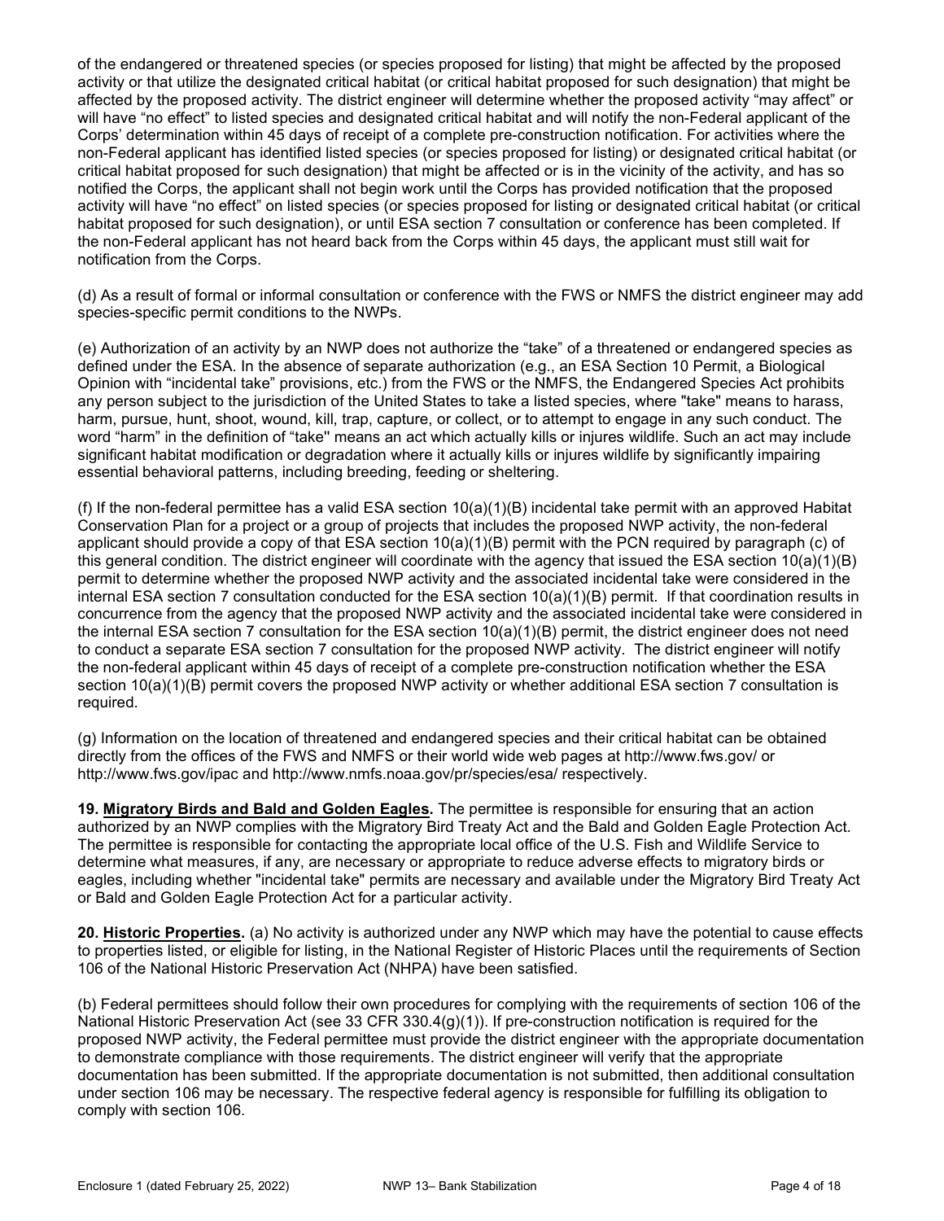of the endangered or threatened species (or species proposed for listing) that might be affected by the proposed activity or that utilize the designated critical habitat (or critical habitat proposed for such designation) that might be affected by the proposed activity. The district engineer will determine whether the proposed activity "may affect" or will have "no effect" to listed species and designated critical habitat and will notify the non-Federal applicant of the Corps' determination within 45 days of receipt of a complete pre-construction notification. For activities where the non-Federal applicant has identified listed species (or species proposed for listing) or designated critical habitat (or critical habitat proposed for such designation) that might be affected or is in the vicinity of the activity, and has so notified the Corps, the applicant shall not begin work until the Corps has provided notification that the proposed activity will have "no effect" on listed species (or species proposed for listing or designated critical habitat (or critical habitat proposed for such designation), or until ESA section 7 consultation or conference has been completed. If the non-Federal applicant has not heard back from the Corps within 45 days, the applicant must still wait for notification from the Corps.

(d) As a result of formal or informal consultation or conference with the FWS or NMFS the district engineer may add species-specific permit conditions to the NWPs.

(e) Authorization of an activity by an NWP does not authorize the "take" of a threatened or endangered species as defined under the ESA. In the absence of separate authorization (e.g., an ESA Section 10 Permit, a Biological Opinion with "incidental take" provisions, etc.) from the FWS or the NMFS, the Endangered Species Act prohibits any person subject to the jurisdiction of the United States to take a listed species, where "take" means to harass, harm, pursue, hunt, shoot, wound, kill, trap, capture, or collect, or to attempt to engage in any such conduct. The word "harm" in the definition of "take" means an act which actually kills or injures wildlife. Such an act may include significant habitat modification or degradation where it actually kills or injures wildlife by significantly impairing essential behavioral patterns, including breeding, feeding or sheltering.

(f) If the non-federal permittee has a valid ESA section 10(a)(1)(B) incidental take permit with an approved Habitat Conservation Plan for a project or a group of projects that includes the proposed NWP activity, the non-federal applicant should provide a copy of that ESA section 10(a)(1)(B) permit with the PCN required by paragraph (c) of this general condition. The district engineer will coordinate with the agency that issued the ESA section 10(a)(1)(B) permit to determine whether the proposed NWP activity and the associated incidental take were considered in the internal ESA section 7 consultation conducted for the ESA section 10(a)(1)(B) permit. If that coordination results in concurrence from the agency that the proposed NWP activity and the associated incidental take were considered in the internal ESA section 7 consultation for the ESA section 10(a)(1)(B) permit, the district engineer does not need to conduct a separate ESA section 7 consultation for the proposed NWP activity. The district engineer will notify the non-federal applicant within 45 days of receipt of a complete pre-construction notification whether the ESA section 10(a)(1)(B) permit covers the proposed NWP activity or whether additional ESA section 7 consultation is required.

(g) Information on the location of threatened and endangered species and their critical habitat can be obtained directly from the offices of the FWS and NMFS or their world wide web pages at http://www.fws.gov/ or http://www.fws.gov/ipac and http://www.nmfs.noaa.gov/pr/species/esa/ respectively.

**19. Migratory Birds and Bald and Golden Eagles.** The permittee is responsible for ensuring that an action authorized by an NWP complies with the Migratory Bird Treaty Act and the Bald and Golden Eagle Protection Act. The permittee is responsible for contacting the appropriate local office of the U.S. Fish and Wildlife Service to determine what measures, if any, are necessary or appropriate to reduce adverse effects to migratory birds or eagles, including whether "incidental take" permits are necessary and available under the Migratory Bird Treaty Act or Bald and Golden Eagle Protection Act for a particular activity.

**20. Historic Properties.** (a) No activity is authorized under any NWP which may have the potential to cause effects to properties listed, or eligible for listing, in the National Register of Historic Places until the requirements of Section 106 of the National Historic Preservation Act (NHPA) have been satisfied.

(b) Federal permittees should follow their own procedures for complying with the requirements of section 106 of the National Historic Preservation Act (see 33 CFR 330.4(g)(1)). If pre-construction notification is required for the proposed NWP activity, the Federal permittee must provide the district engineer with the appropriate documentation to demonstrate compliance with those requirements. The district engineer will verify that the appropriate documentation has been submitted. If the appropriate documentation is not submitted, then additional consultation under section 106 may be necessary. The respective federal agency is responsible for fulfilling its obligation to comply with section 106.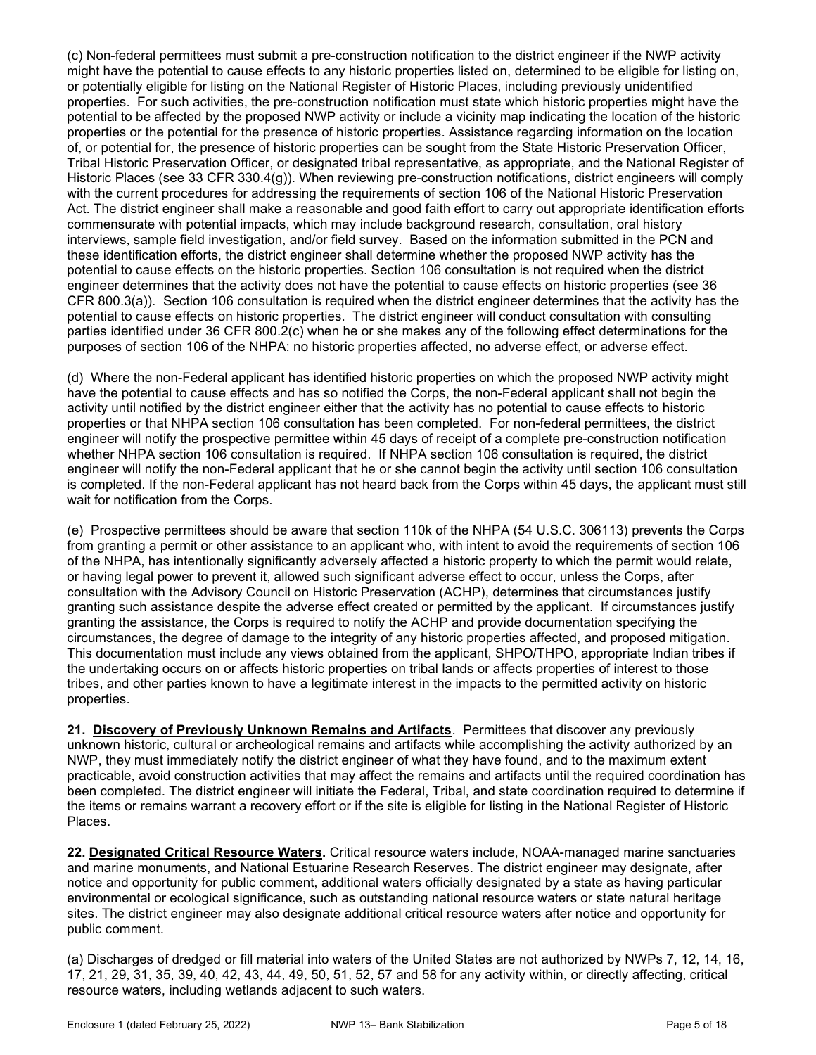(c) Non-federal permittees must submit a pre-construction notification to the district engineer if the NWP activity might have the potential to cause effects to any historic properties listed on, determined to be eligible for listing on, or potentially eligible for listing on the National Register of Historic Places, including previously unidentified properties. For such activities, the pre-construction notification must state which historic properties might have the potential to be affected by the proposed NWP activity or include a vicinity map indicating the location of the historic properties or the potential for the presence of historic properties. Assistance regarding information on the location of, or potential for, the presence of historic properties can be sought from the State Historic Preservation Officer, Tribal Historic Preservation Officer, or designated tribal representative, as appropriate, and the National Register of Historic Places (see 33 CFR 330.4(g)). When reviewing pre-construction notifications, district engineers will comply with the current procedures for addressing the requirements of section 106 of the National Historic Preservation Act. The district engineer shall make a reasonable and good faith effort to carry out appropriate identification efforts commensurate with potential impacts, which may include background research, consultation, oral history interviews, sample field investigation, and/or field survey. Based on the information submitted in the PCN and these identification efforts, the district engineer shall determine whether the proposed NWP activity has the potential to cause effects on the historic properties. Section 106 consultation is not required when the district engineer determines that the activity does not have the potential to cause effects on historic properties (see 36 CFR 800.3(a)). Section 106 consultation is required when the district engineer determines that the activity has the potential to cause effects on historic properties. The district engineer will conduct consultation with consulting parties identified under 36 CFR 800.2(c) when he or she makes any of the following effect determinations for the purposes of section 106 of the NHPA: no historic properties affected, no adverse effect, or adverse effect.

(d) Where the non-Federal applicant has identified historic properties on which the proposed NWP activity might have the potential to cause effects and has so notified the Corps, the non-Federal applicant shall not begin the activity until notified by the district engineer either that the activity has no potential to cause effects to historic properties or that NHPA section 106 consultation has been completed. For non-federal permittees, the district engineer will notify the prospective permittee within 45 days of receipt of a complete pre-construction notification whether NHPA section 106 consultation is required. If NHPA section 106 consultation is required, the district engineer will notify the non-Federal applicant that he or she cannot begin the activity until section 106 consultation is completed. If the non-Federal applicant has not heard back from the Corps within 45 days, the applicant must still wait for notification from the Corps.

(e) Prospective permittees should be aware that section 110k of the NHPA (54 U.S.C. 306113) prevents the Corps from granting a permit or other assistance to an applicant who, with intent to avoid the requirements of section 106 of the NHPA, has intentionally significantly adversely affected a historic property to which the permit would relate, or having legal power to prevent it, allowed such significant adverse effect to occur, unless the Corps, after consultation with the Advisory Council on Historic Preservation (ACHP), determines that circumstances justify granting such assistance despite the adverse effect created or permitted by the applicant. If circumstances justify granting the assistance, the Corps is required to notify the ACHP and provide documentation specifying the circumstances, the degree of damage to the integrity of any historic properties affected, and proposed mitigation. This documentation must include any views obtained from the applicant, SHPO/THPO, appropriate Indian tribes if the undertaking occurs on or affects historic properties on tribal lands or affects properties of interest to those tribes, and other parties known to have a legitimate interest in the impacts to the permitted activity on historic properties.

**21. Discovery of Previously Unknown Remains and Artifacts**. Permittees that discover any previously unknown historic, cultural or archeological remains and artifacts while accomplishing the activity authorized by an NWP, they must immediately notify the district engineer of what they have found, and to the maximum extent practicable, avoid construction activities that may affect the remains and artifacts until the required coordination has been completed. The district engineer will initiate the Federal, Tribal, and state coordination required to determine if the items or remains warrant a recovery effort or if the site is eligible for listing in the National Register of Historic Places.

**22. Designated Critical Resource Waters.** Critical resource waters include, NOAA-managed marine sanctuaries and marine monuments, and National Estuarine Research Reserves. The district engineer may designate, after notice and opportunity for public comment, additional waters officially designated by a state as having particular environmental or ecological significance, such as outstanding national resource waters or state natural heritage sites. The district engineer may also designate additional critical resource waters after notice and opportunity for public comment.

(a) Discharges of dredged or fill material into waters of the United States are not authorized by NWPs 7, 12, 14, 16, 17, 21, 29, 31, 35, 39, 40, 42, 43, 44, 49, 50, 51, 52, 57 and 58 for any activity within, or directly affecting, critical resource waters, including wetlands adjacent to such waters.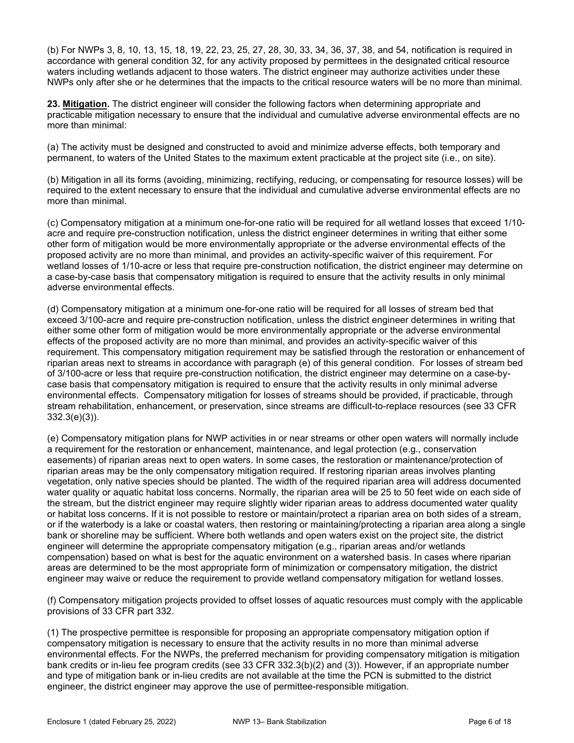(b) For NWPs 3, 8, 10, 13, 15, 18, 19, 22, 23, 25, 27, 28, 30, 33, 34, 36, 37, 38, and 54, notification is required in accordance with general condition 32, for any activity proposed by permittees in the designated critical resource waters including wetlands adjacent to those waters. The district engineer may authorize activities under these NWPs only after she or he determines that the impacts to the critical resource waters will be no more than minimal.

**23. <u>Mitigation</u>.** The district engineer will consider the following factors when determining appropriate and practicable mitigation necessary to ensure that the individual and cumulative adverse environmental effects are no more than minimal:

(a) The activity must be designed and constructed to avoid and minimize adverse effects, both temporary and permanent, to waters of the United States to the maximum extent practicable at the project site (i.e., on site).

(b) Mitigation in all its forms (avoiding, minimizing, rectifying, reducing, or compensating for resource losses) will be required to the extent necessary to ensure that the individual and cumulative adverse environmental effects are no more than minimal.

(c) Compensatory mitigation at a minimum one-for-one ratio will be required for all wetland losses that exceed 1/10-acre and require pre-construction notification, unless the district engineer determines in writing that either some other form of mitigation would be more environmentally appropriate or the adverse environmental effects of the proposed activity are no more than minimal, and provides an activity-specific waiver of this requirement. For wetland losses of 1/10-acre or less that require pre-construction notification, the district engineer may determine on a case-by-case basis that compensatory mitigation is required to ensure that the activity results in only minimal adverse environmental effects.

(d) Compensatory mitigation at a minimum one-for-one ratio will be required for all losses of stream bed that exceed 3/100-acre and require pre-construction notification, unless the district engineer determines in writing that either some other form of mitigation would be more environmentally appropriate or the adverse environmental effects of the proposed activity are no more than minimal, and provides an activity-specific waiver of this requirement. This compensatory mitigation requirement may be satisfied through the restoration or enhancement of riparian areas next to streams in accordance with paragraph (e) of this general condition. For losses of stream bed of 3/100-acre or less that require pre-construction notification, the district engineer may determine on a case-by-case basis that compensatory mitigation is required to ensure that the activity results in only minimal adverse environmental effects. Compensatory mitigation for losses of streams should be provided, if practicable, through stream rehabilitation, enhancement, or preservation, since streams are difficult-to-replace resources (see 33 CFR 332.3(e)(3)).

(e) Compensatory mitigation plans for NWP activities in or near streams or other open waters will normally include a requirement for the restoration or enhancement, maintenance, and legal protection (e.g., conservation easements) of riparian areas next to open waters. In some cases, the restoration or maintenance/protection of riparian areas may be the only compensatory mitigation required. If restoring riparian areas involves planting vegetation, only native species should be planted. The width of the required riparian area will address documented water quality or aquatic habitat loss concerns. Normally, the riparian area will be 25 to 50 feet wide on each side of the stream, but the district engineer may require slightly wider riparian areas to address documented water quality or habitat loss concerns. If it is not possible to restore or maintain/protect a riparian area on both sides of a stream, or if the waterbody is a lake or coastal waters, then restoring or maintaining/protecting a riparian area along a single bank or shoreline may be sufficient. Where both wetlands and open waters exist on the project site, the district engineer will determine the appropriate compensatory mitigation (e.g., riparian areas and/or wetlands compensation) based on what is best for the aquatic environment on a watershed basis. In cases where riparian areas are determined to be the most appropriate form of minimization or compensatory mitigation, the district engineer may waive or reduce the requirement to provide wetland compensatory mitigation for wetland losses.

(f) Compensatory mitigation projects provided to offset losses of aquatic resources must comply with the applicable provisions of 33 CFR part 332.

(1) The prospective permittee is responsible for proposing an appropriate compensatory mitigation option if compensatory mitigation is necessary to ensure that the activity results in no more than minimal adverse environmental effects. For the NWPs, the preferred mechanism for providing compensatory mitigation is mitigation bank credits or in-lieu fee program credits (see 33 CFR 332.3(b)(2) and (3)). However, if an appropriate number and type of mitigation bank or in-lieu credits are not available at the time the PCN is submitted to the district engineer, the district engineer may approve the use of permittee-responsible mitigation.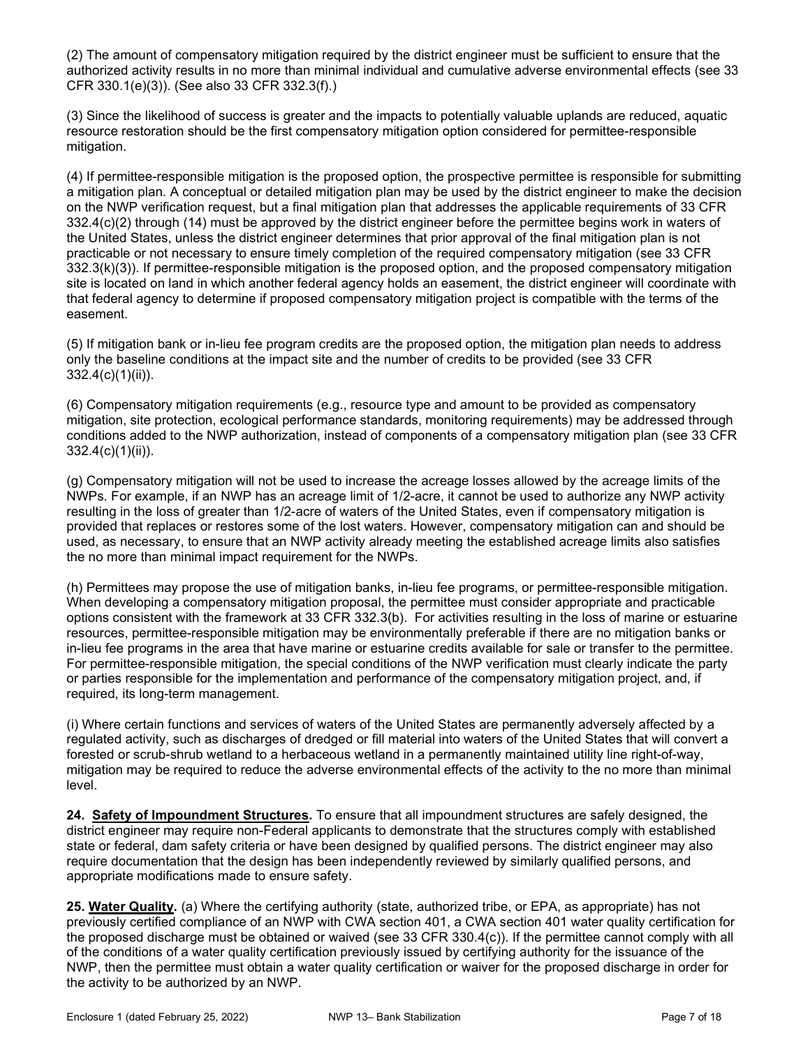(2) The amount of compensatory mitigation required by the district engineer must be sufficient to ensure that the authorized activity results in no more than minimal individual and cumulative adverse environmental effects (see 33 CFR 330.1(e)(3)). (See also 33 CFR 332.3(f).)

(3) Since the likelihood of success is greater and the impacts to potentially valuable uplands are reduced, aquatic resource restoration should be the first compensatory mitigation option considered for permittee-responsible mitigation.

(4) If permittee-responsible mitigation is the proposed option, the prospective permittee is responsible for submitting a mitigation plan. A conceptual or detailed mitigation plan may be used by the district engineer to make the decision on the NWP verification request, but a final mitigation plan that addresses the applicable requirements of 33 CFR 332.4(c)(2) through (14) must be approved by the district engineer before the permittee begins work in waters of the United States, unless the district engineer determines that prior approval of the final mitigation plan is not practicable or not necessary to ensure timely completion of the required compensatory mitigation (see 33 CFR 332.3(k)(3)). If permittee-responsible mitigation is the proposed option, and the proposed compensatory mitigation site is located on land in which another federal agency holds an easement, the district engineer will coordinate with that federal agency to determine if proposed compensatory mitigation project is compatible with the terms of the easement.

(5) If mitigation bank or in-lieu fee program credits are the proposed option, the mitigation plan needs to address only the baseline conditions at the impact site and the number of credits to be provided (see 33 CFR 332.4(c)(1)(ii)).

(6) Compensatory mitigation requirements (e.g., resource type and amount to be provided as compensatory mitigation, site protection, ecological performance standards, monitoring requirements) may be addressed through conditions added to the NWP authorization, instead of components of a compensatory mitigation plan (see 33 CFR 332.4(c)(1)(ii)).

(g) Compensatory mitigation will not be used to increase the acreage losses allowed by the acreage limits of the NWPs. For example, if an NWP has an acreage limit of 1/2-acre, it cannot be used to authorize any NWP activity resulting in the loss of greater than 1/2-acre of waters of the United States, even if compensatory mitigation is provided that replaces or restores some of the lost waters. However, compensatory mitigation can and should be used, as necessary, to ensure that an NWP activity already meeting the established acreage limits also satisfies the no more than minimal impact requirement for the NWPs.

(h) Permittees may propose the use of mitigation banks, in-lieu fee programs, or permittee-responsible mitigation. When developing a compensatory mitigation proposal, the permittee must consider appropriate and practicable options consistent with the framework at 33 CFR 332.3(b). For activities resulting in the loss of marine or estuarine resources, permittee-responsible mitigation may be environmentally preferable if there are no mitigation banks or in-lieu fee programs in the area that have marine or estuarine credits available for sale or transfer to the permittee. For permittee-responsible mitigation, the special conditions of the NWP verification must clearly indicate the party or parties responsible for the implementation and performance of the compensatory mitigation project, and, if required, its long-term management.

(i) Where certain functions and services of waters of the United States are permanently adversely affected by a regulated activity, such as discharges of dredged or fill material into waters of the United States that will convert a forested or scrub-shrub wetland to a herbaceous wetland in a permanently maintained utility line right-of-way, mitigation may be required to reduce the adverse environmental effects of the activity to the no more than minimal level.

**24. Safety of Impoundment Structures.** To ensure that all impoundment structures are safely designed, the district engineer may require non-Federal applicants to demonstrate that the structures comply with established state or federal, dam safety criteria or have been designed by qualified persons. The district engineer may also require documentation that the design has been independently reviewed by similarly qualified persons, and appropriate modifications made to ensure safety.

**25. Water Quality.** (a) Where the certifying authority (state, authorized tribe, or EPA, as appropriate) has not previously certified compliance of an NWP with CWA section 401, a CWA section 401 water quality certification for the proposed discharge must be obtained or waived (see 33 CFR 330.4(c)). If the permittee cannot comply with all of the conditions of a water quality certification previously issued by certifying authority for the issuance of the NWP, then the permittee must obtain a water quality certification or waiver for the proposed discharge in order for the activity to be authorized by an NWP.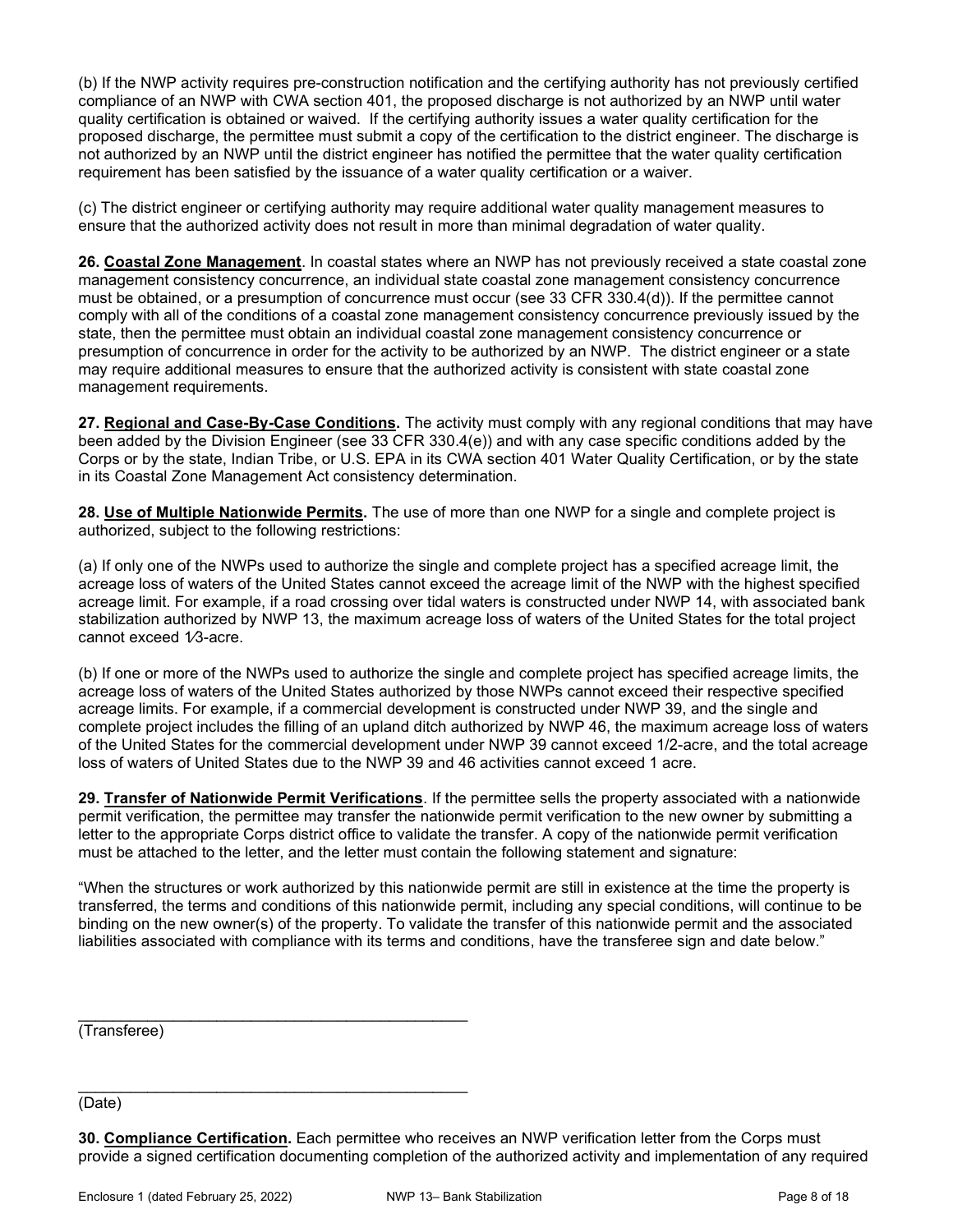(b) If the NWP activity requires pre-construction notification and the certifying authority has not previously certified compliance of an NWP with CWA section 401, the proposed discharge is not authorized by an NWP until water quality certification is obtained or waived. If the certifying authority issues a water quality certification for the proposed discharge, the permittee must submit a copy of the certification to the district engineer. The discharge is not authorized by an NWP until the district engineer has notified the permittee that the water quality certification requirement has been satisfied by the issuance of a water quality certification or a waiver.

(c) The district engineer or certifying authority may require additional water quality management measures to ensure that the authorized activity does not result in more than minimal degradation of water quality.

**26. Coastal Zone Management**. In coastal states where an NWP has not previously received a state coastal zone management consistency concurrence, an individual state coastal zone management consistency concurrence must be obtained, or a presumption of concurrence must occur (see 33 CFR 330.4(d)). If the permittee cannot comply with all of the conditions of a coastal zone management consistency concurrence previously issued by the state, then the permittee must obtain an individual coastal zone management consistency concurrence or presumption of concurrence in order for the activity to be authorized by an NWP. The district engineer or a state may require additional measures to ensure that the authorized activity is consistent with state coastal zone management requirements.

**27. Regional and Case-By-Case Conditions.** The activity must comply with any regional conditions that may have been added by the Division Engineer (see 33 CFR 330.4(e)) and with any case specific conditions added by the Corps or by the state, Indian Tribe, or U.S. EPA in its CWA section 401 Water Quality Certification, or by the state in its Coastal Zone Management Act consistency determination.

**28. Use of Multiple Nationwide Permits.** The use of more than one NWP for a single and complete project is authorized, subject to the following restrictions:

(a) If only one of the NWPs used to authorize the single and complete project has a specified acreage limit, the acreage loss of waters of the United States cannot exceed the acreage limit of the NWP with the highest specified acreage limit. For example, if a road crossing over tidal waters is constructed under NWP 14, with associated bank stabilization authorized by NWP 13, the maximum acreage loss of waters of the United States for the total project cannot exceed 1⁄3-acre.

(b) If one or more of the NWPs used to authorize the single and complete project has specified acreage limits, the acreage loss of waters of the United States authorized by those NWPs cannot exceed their respective specified acreage limits. For example, if a commercial development is constructed under NWP 39, and the single and complete project includes the filling of an upland ditch authorized by NWP 46, the maximum acreage loss of waters of the United States for the commercial development under NWP 39 cannot exceed 1/2-acre, and the total acreage loss of waters of United States due to the NWP 39 and 46 activities cannot exceed 1 acre.

**29. Transfer of Nationwide Permit Verifications**. If the permittee sells the property associated with a nationwide permit verification, the permittee may transfer the nationwide permit verification to the new owner by submitting a letter to the appropriate Corps district office to validate the transfer. A copy of the nationwide permit verification must be attached to the letter, and the letter must contain the following statement and signature:

"When the structures or work authorized by this nationwide permit are still in existence at the time the property is transferred, the terms and conditions of this nationwide permit, including any special conditions, will continue to be binding on the new owner(s) of the property. To validate the transfer of this nationwide permit and the associated liabilities associated with compliance with its terms and conditions, have the transferee sign and date below."

_______________________________________________
(Transferee)

_______________________________________________
(Date)

**30. Compliance Certification.** Each permittee who receives an NWP verification letter from the Corps must provide a signed certification documenting completion of the authorized activity and implementation of any required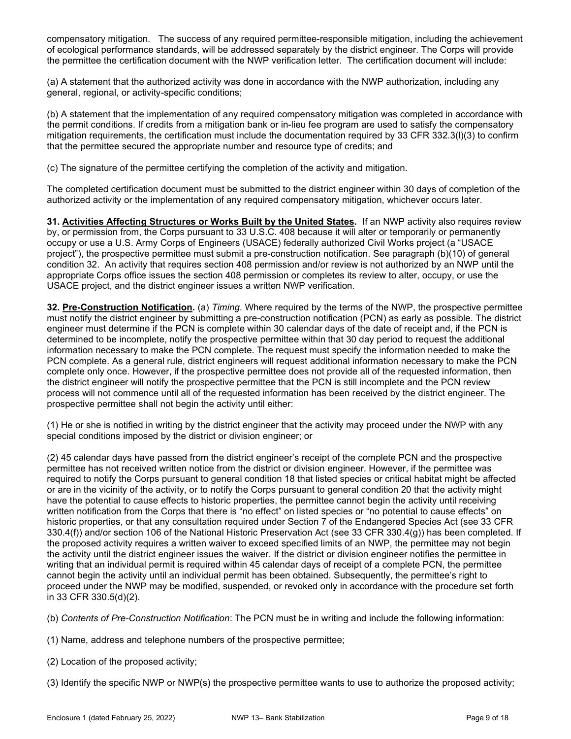compensatory mitigation. The success of any required permittee-responsible mitigation, including the achievement of ecological performance standards, will be addressed separately by the district engineer. The Corps will provide the permittee the certification document with the NWP verification letter. The certification document will include:

(a) A statement that the authorized activity was done in accordance with the NWP authorization, including any general, regional, or activity-specific conditions;

(b) A statement that the implementation of any required compensatory mitigation was completed in accordance with the permit conditions. If credits from a mitigation bank or in-lieu fee program are used to satisfy the compensatory mitigation requirements, the certification must include the documentation required by 33 CFR 332.3(l)(3) to confirm that the permittee secured the appropriate number and resource type of credits; and

(c) The signature of the permittee certifying the completion of the activity and mitigation.

The completed certification document must be submitted to the district engineer within 30 days of completion of the authorized activity or the implementation of any required compensatory mitigation, whichever occurs later.

**31. Activities Affecting Structures or Works Built by the United States.** If an NWP activity also requires review by, or permission from, the Corps pursuant to 33 U.S.C. 408 because it will alter or temporarily or permanently occupy or use a U.S. Army Corps of Engineers (USACE) federally authorized Civil Works project (a "USACE project"), the prospective permittee must submit a pre-construction notification. See paragraph (b)(10) of general condition 32. An activity that requires section 408 permission and/or review is not authorized by an NWP until the appropriate Corps office issues the section 408 permission or completes its review to alter, occupy, or use the USACE project, and the district engineer issues a written NWP verification.

**32. Pre-Construction Notification.** (a) *Timing*. Where required by the terms of the NWP, the prospective permittee must notify the district engineer by submitting a pre-construction notification (PCN) as early as possible. The district engineer must determine if the PCN is complete within 30 calendar days of the date of receipt and, if the PCN is determined to be incomplete, notify the prospective permittee within that 30 day period to request the additional information necessary to make the PCN complete. The request must specify the information needed to make the PCN complete. As a general rule, district engineers will request additional information necessary to make the PCN complete only once. However, if the prospective permittee does not provide all of the requested information, then the district engineer will notify the prospective permittee that the PCN is still incomplete and the PCN review process will not commence until all of the requested information has been received by the district engineer. The prospective permittee shall not begin the activity until either:

(1) He or she is notified in writing by the district engineer that the activity may proceed under the NWP with any special conditions imposed by the district or division engineer; or

(2) 45 calendar days have passed from the district engineer's receipt of the complete PCN and the prospective permittee has not received written notice from the district or division engineer. However, if the permittee was required to notify the Corps pursuant to general condition 18 that listed species or critical habitat might be affected or are in the vicinity of the activity, or to notify the Corps pursuant to general condition 20 that the activity might have the potential to cause effects to historic properties, the permittee cannot begin the activity until receiving written notification from the Corps that there is "no effect" on listed species or "no potential to cause effects" on historic properties, or that any consultation required under Section 7 of the Endangered Species Act (see 33 CFR 330.4(f)) and/or section 106 of the National Historic Preservation Act (see 33 CFR 330.4(g)) has been completed. If the proposed activity requires a written waiver to exceed specified limits of an NWP, the permittee may not begin the activity until the district engineer issues the waiver. If the district or division engineer notifies the permittee in writing that an individual permit is required within 45 calendar days of receipt of a complete PCN, the permittee cannot begin the activity until an individual permit has been obtained. Subsequently, the permittee's right to proceed under the NWP may be modified, suspended, or revoked only in accordance with the procedure set forth in 33 CFR 330.5(d)(2).

(b) *Contents of Pre-Construction Notification*: The PCN must be in writing and include the following information:

(1) Name, address and telephone numbers of the prospective permittee;

(2) Location of the proposed activity;

(3) Identify the specific NWP or NWP(s) the prospective permittee wants to use to authorize the proposed activity;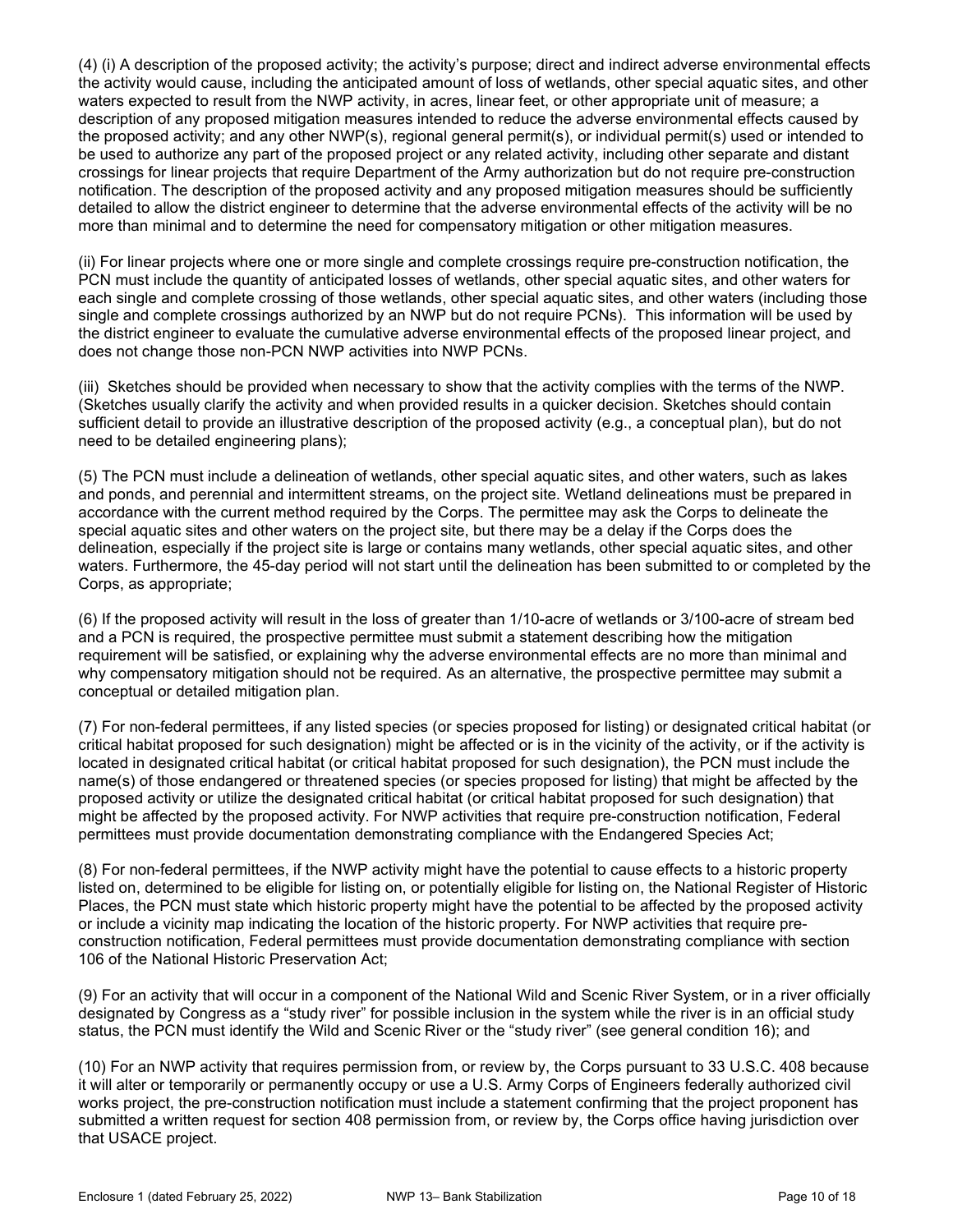(4) (i) A description of the proposed activity; the activity's purpose; direct and indirect adverse environmental effects the activity would cause, including the anticipated amount of loss of wetlands, other special aquatic sites, and other waters expected to result from the NWP activity, in acres, linear feet, or other appropriate unit of measure; a description of any proposed mitigation measures intended to reduce the adverse environmental effects caused by the proposed activity; and any other NWP(s), regional general permit(s), or individual permit(s) used or intended to be used to authorize any part of the proposed project or any related activity, including other separate and distant crossings for linear projects that require Department of the Army authorization but do not require pre-construction notification. The description of the proposed activity and any proposed mitigation measures should be sufficiently detailed to allow the district engineer to determine that the adverse environmental effects of the activity will be no more than minimal and to determine the need for compensatory mitigation or other mitigation measures.

(ii) For linear projects where one or more single and complete crossings require pre-construction notification, the PCN must include the quantity of anticipated losses of wetlands, other special aquatic sites, and other waters for each single and complete crossing of those wetlands, other special aquatic sites, and other waters (including those single and complete crossings authorized by an NWP but do not require PCNs). This information will be used by the district engineer to evaluate the cumulative adverse environmental effects of the proposed linear project, and does not change those non-PCN NWP activities into NWP PCNs.

(iii) Sketches should be provided when necessary to show that the activity complies with the terms of the NWP. (Sketches usually clarify the activity and when provided results in a quicker decision. Sketches should contain sufficient detail to provide an illustrative description of the proposed activity (e.g., a conceptual plan), but do not need to be detailed engineering plans);

(5) The PCN must include a delineation of wetlands, other special aquatic sites, and other waters, such as lakes and ponds, and perennial and intermittent streams, on the project site. Wetland delineations must be prepared in accordance with the current method required by the Corps. The permittee may ask the Corps to delineate the special aquatic sites and other waters on the project site, but there may be a delay if the Corps does the delineation, especially if the project site is large or contains many wetlands, other special aquatic sites, and other waters. Furthermore, the 45-day period will not start until the delineation has been submitted to or completed by the Corps, as appropriate;

(6) If the proposed activity will result in the loss of greater than 1/10-acre of wetlands or 3/100-acre of stream bed and a PCN is required, the prospective permittee must submit a statement describing how the mitigation requirement will be satisfied, or explaining why the adverse environmental effects are no more than minimal and why compensatory mitigation should not be required. As an alternative, the prospective permittee may submit a conceptual or detailed mitigation plan.

(7) For non-federal permittees, if any listed species (or species proposed for listing) or designated critical habitat (or critical habitat proposed for such designation) might be affected or is in the vicinity of the activity, or if the activity is located in designated critical habitat (or critical habitat proposed for such designation), the PCN must include the name(s) of those endangered or threatened species (or species proposed for listing) that might be affected by the proposed activity or utilize the designated critical habitat (or critical habitat proposed for such designation) that might be affected by the proposed activity. For NWP activities that require pre-construction notification, Federal permittees must provide documentation demonstrating compliance with the Endangered Species Act;

(8) For non-federal permittees, if the NWP activity might have the potential to cause effects to a historic property listed on, determined to be eligible for listing on, or potentially eligible for listing on, the National Register of Historic Places, the PCN must state which historic property might have the potential to be affected by the proposed activity or include a vicinity map indicating the location of the historic property. For NWP activities that require pre-construction notification, Federal permittees must provide documentation demonstrating compliance with section 106 of the National Historic Preservation Act;

(9) For an activity that will occur in a component of the National Wild and Scenic River System, or in a river officially designated by Congress as a "study river" for possible inclusion in the system while the river is in an official study status, the PCN must identify the Wild and Scenic River or the "study river" (see general condition 16); and

(10) For an NWP activity that requires permission from, or review by, the Corps pursuant to 33 U.S.C. 408 because it will alter or temporarily or permanently occupy or use a U.S. Army Corps of Engineers federally authorized civil works project, the pre-construction notification must include a statement confirming that the project proponent has submitted a written request for section 408 permission from, or review by, the Corps office having jurisdiction over that USACE project.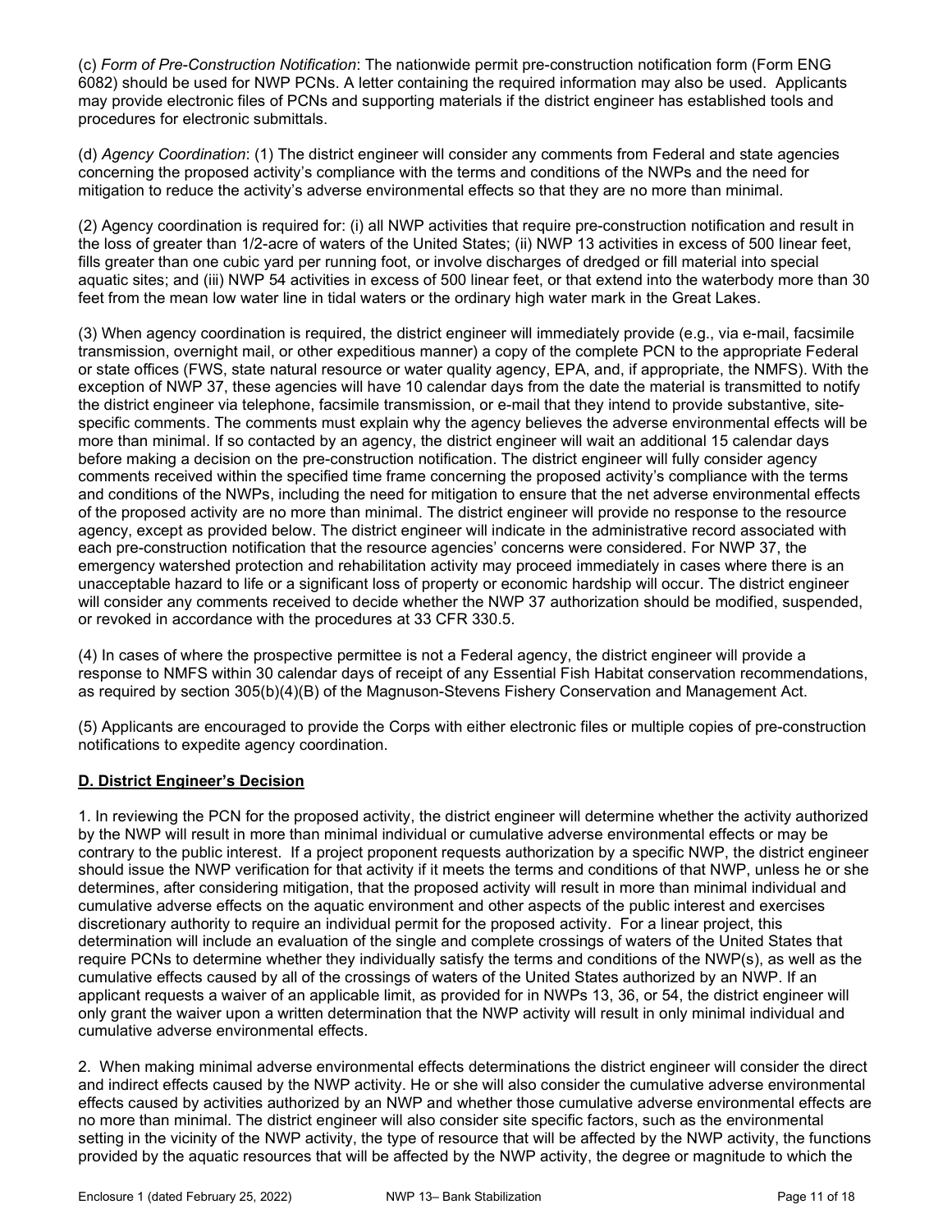(c) *Form of Pre-Construction Notification*: The nationwide permit pre-construction notification form (Form ENG 6082) should be used for NWP PCNs. A letter containing the required information may also be used. Applicants may provide electronic files of PCNs and supporting materials if the district engineer has established tools and procedures for electronic submittals.

(d) *Agency Coordination*: (1) The district engineer will consider any comments from Federal and state agencies concerning the proposed activity's compliance with the terms and conditions of the NWPs and the need for mitigation to reduce the activity's adverse environmental effects so that they are no more than minimal.

(2) Agency coordination is required for: (i) all NWP activities that require pre-construction notification and result in the loss of greater than 1/2-acre of waters of the United States; (ii) NWP 13 activities in excess of 500 linear feet, fills greater than one cubic yard per running foot, or involve discharges of dredged or fill material into special aquatic sites; and (iii) NWP 54 activities in excess of 500 linear feet, or that extend into the waterbody more than 30 feet from the mean low water line in tidal waters or the ordinary high water mark in the Great Lakes.

(3) When agency coordination is required, the district engineer will immediately provide (e.g., via e-mail, facsimile transmission, overnight mail, or other expeditious manner) a copy of the complete PCN to the appropriate Federal or state offices (FWS, state natural resource or water quality agency, EPA, and, if appropriate, the NMFS). With the exception of NWP 37, these agencies will have 10 calendar days from the date the material is transmitted to notify the district engineer via telephone, facsimile transmission, or e-mail that they intend to provide substantive, site-specific comments. The comments must explain why the agency believes the adverse environmental effects will be more than minimal. If so contacted by an agency, the district engineer will wait an additional 15 calendar days before making a decision on the pre-construction notification. The district engineer will fully consider agency comments received within the specified time frame concerning the proposed activity's compliance with the terms and conditions of the NWPs, including the need for mitigation to ensure that the net adverse environmental effects of the proposed activity are no more than minimal. The district engineer will provide no response to the resource agency, except as provided below. The district engineer will indicate in the administrative record associated with each pre-construction notification that the resource agencies' concerns were considered. For NWP 37, the emergency watershed protection and rehabilitation activity may proceed immediately in cases where there is an unacceptable hazard to life or a significant loss of property or economic hardship will occur. The district engineer will consider any comments received to decide whether the NWP 37 authorization should be modified, suspended, or revoked in accordance with the procedures at 33 CFR 330.5.

(4) In cases of where the prospective permittee is not a Federal agency, the district engineer will provide a response to NMFS within 30 calendar days of receipt of any Essential Fish Habitat conservation recommendations, as required by section 305(b)(4)(B) of the Magnuson-Stevens Fishery Conservation and Management Act.

(5) Applicants are encouraged to provide the Corps with either electronic files or multiple copies of pre-construction notifications to expedite agency coordination.

## D. District Engineer's Decision

1. In reviewing the PCN for the proposed activity, the district engineer will determine whether the activity authorized by the NWP will result in more than minimal individual or cumulative adverse environmental effects or may be contrary to the public interest. If a project proponent requests authorization by a specific NWP, the district engineer should issue the NWP verification for that activity if it meets the terms and conditions of that NWP, unless he or she determines, after considering mitigation, that the proposed activity will result in more than minimal individual and cumulative adverse effects on the aquatic environment and other aspects of the public interest and exercises discretionary authority to require an individual permit for the proposed activity. For a linear project, this determination will include an evaluation of the single and complete crossings of waters of the United States that require PCNs to determine whether they individually satisfy the terms and conditions of the NWP(s), as well as the cumulative effects caused by all of the crossings of waters of the United States authorized by an NWP. If an applicant requests a waiver of an applicable limit, as provided for in NWPs 13, 36, or 54, the district engineer will only grant the waiver upon a written determination that the NWP activity will result in only minimal individual and cumulative adverse environmental effects.

2. When making minimal adverse environmental effects determinations the district engineer will consider the direct and indirect effects caused by the NWP activity. He or she will also consider the cumulative adverse environmental effects caused by activities authorized by an NWP and whether those cumulative adverse environmental effects are no more than minimal. The district engineer will also consider site specific factors, such as the environmental setting in the vicinity of the NWP activity, the type of resource that will be affected by the NWP activity, the functions provided by the aquatic resources that will be affected by the NWP activity, the degree or magnitude to which the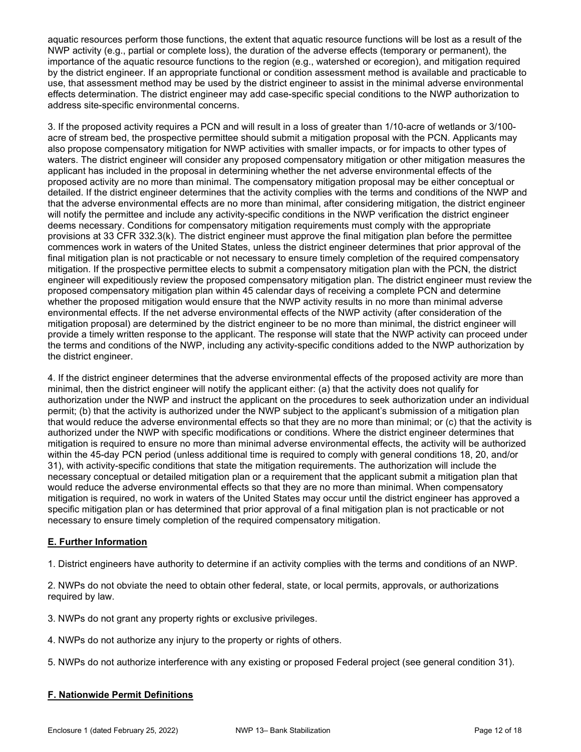aquatic resources perform those functions, the extent that aquatic resource functions will be lost as a result of the NWP activity (e.g., partial or complete loss), the duration of the adverse effects (temporary or permanent), the importance of the aquatic resource functions to the region (e.g., watershed or ecoregion), and mitigation required by the district engineer. If an appropriate functional or condition assessment method is available and practicable to use, that assessment method may be used by the district engineer to assist in the minimal adverse environmental effects determination. The district engineer may add case-specific special conditions to the NWP authorization to address site-specific environmental concerns.

3. If the proposed activity requires a PCN and will result in a loss of greater than 1/10-acre of wetlands or 3/100-acre of stream bed, the prospective permittee should submit a mitigation proposal with the PCN. Applicants may also propose compensatory mitigation for NWP activities with smaller impacts, or for impacts to other types of waters. The district engineer will consider any proposed compensatory mitigation or other mitigation measures the applicant has included in the proposal in determining whether the net adverse environmental effects of the proposed activity are no more than minimal. The compensatory mitigation proposal may be either conceptual or detailed. If the district engineer determines that the activity complies with the terms and conditions of the NWP and that the adverse environmental effects are no more than minimal, after considering mitigation, the district engineer will notify the permittee and include any activity-specific conditions in the NWP verification the district engineer deems necessary. Conditions for compensatory mitigation requirements must comply with the appropriate provisions at 33 CFR 332.3(k). The district engineer must approve the final mitigation plan before the permittee commences work in waters of the United States, unless the district engineer determines that prior approval of the final mitigation plan is not practicable or not necessary to ensure timely completion of the required compensatory mitigation. If the prospective permittee elects to submit a compensatory mitigation plan with the PCN, the district engineer will expeditiously review the proposed compensatory mitigation plan. The district engineer must review the proposed compensatory mitigation plan within 45 calendar days of receiving a complete PCN and determine whether the proposed mitigation would ensure that the NWP activity results in no more than minimal adverse environmental effects. If the net adverse environmental effects of the NWP activity (after consideration of the mitigation proposal) are determined by the district engineer to be no more than minimal, the district engineer will provide a timely written response to the applicant. The response will state that the NWP activity can proceed under the terms and conditions of the NWP, including any activity-specific conditions added to the NWP authorization by the district engineer.

4. If the district engineer determines that the adverse environmental effects of the proposed activity are more than minimal, then the district engineer will notify the applicant either: (a) that the activity does not qualify for authorization under the NWP and instruct the applicant on the procedures to seek authorization under an individual permit; (b) that the activity is authorized under the NWP subject to the applicant's submission of a mitigation plan that would reduce the adverse environmental effects so that they are no more than minimal; or (c) that the activity is authorized under the NWP with specific modifications or conditions. Where the district engineer determines that mitigation is required to ensure no more than minimal adverse environmental effects, the activity will be authorized within the 45-day PCN period (unless additional time is required to comply with general conditions 18, 20, and/or 31), with activity-specific conditions that state the mitigation requirements. The authorization will include the necessary conceptual or detailed mitigation plan or a requirement that the applicant submit a mitigation plan that would reduce the adverse environmental effects so that they are no more than minimal. When compensatory mitigation is required, no work in waters of the United States may occur until the district engineer has approved a specific mitigation plan or has determined that prior approval of a final mitigation plan is not practicable or not necessary to ensure timely completion of the required compensatory mitigation.

## E. Further Information

1. District engineers have authority to determine if an activity complies with the terms and conditions of an NWP.

2. NWPs do not obviate the need to obtain other federal, state, or local permits, approvals, or authorizations required by law.

3. NWPs do not grant any property rights or exclusive privileges.

4. NWPs do not authorize any injury to the property or rights of others.

5. NWPs do not authorize interference with any existing or proposed Federal project (see general condition 31).

## F. Nationwide Permit Definitions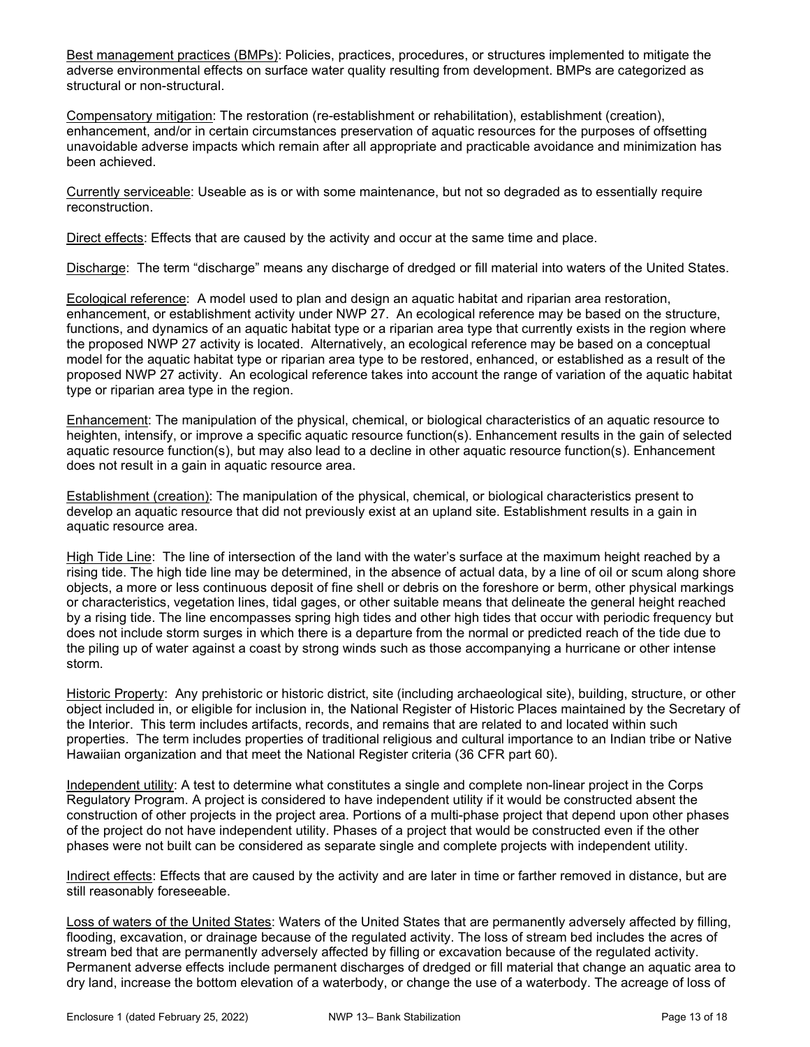<u>Best management practices (BMPs)</u>: Policies, practices, procedures, or structures implemented to mitigate the adverse environmental effects on surface water quality resulting from development. BMPs are categorized as structural or non-structural.

<u>Compensatory mitigation</u>: The restoration (re-establishment or rehabilitation), establishment (creation), enhancement, and/or in certain circumstances preservation of aquatic resources for the purposes of offsetting unavoidable adverse impacts which remain after all appropriate and practicable avoidance and minimization has been achieved.

<u>Currently serviceable</u>: Useable as is or with some maintenance, but not so degraded as to essentially require reconstruction.

<u>Direct effects</u>: Effects that are caused by the activity and occur at the same time and place.

<u>Discharge</u>: The term "discharge" means any discharge of dredged or fill material into waters of the United States.

<u>Ecological reference</u>: A model used to plan and design an aquatic habitat and riparian area restoration, enhancement, or establishment activity under NWP 27. An ecological reference may be based on the structure, functions, and dynamics of an aquatic habitat type or a riparian area type that currently exists in the region where the proposed NWP 27 activity is located. Alternatively, an ecological reference may be based on a conceptual model for the aquatic habitat type or riparian area type to be restored, enhanced, or established as a result of the proposed NWP 27 activity. An ecological reference takes into account the range of variation of the aquatic habitat type or riparian area type in the region.

<u>Enhancement</u>: The manipulation of the physical, chemical, or biological characteristics of an aquatic resource to heighten, intensify, or improve a specific aquatic resource function(s). Enhancement results in the gain of selected aquatic resource function(s), but may also lead to a decline in other aquatic resource function(s). Enhancement does not result in a gain in aquatic resource area.

<u>Establishment (creation)</u>: The manipulation of the physical, chemical, or biological characteristics present to develop an aquatic resource that did not previously exist at an upland site. Establishment results in a gain in aquatic resource area.

<u>High Tide Line</u>: The line of intersection of the land with the water's surface at the maximum height reached by a rising tide. The high tide line may be determined, in the absence of actual data, by a line of oil or scum along shore objects, a more or less continuous deposit of fine shell or debris on the foreshore or berm, other physical markings or characteristics, vegetation lines, tidal gages, or other suitable means that delineate the general height reached by a rising tide. The line encompasses spring high tides and other high tides that occur with periodic frequency but does not include storm surges in which there is a departure from the normal or predicted reach of the tide due to the piling up of water against a coast by strong winds such as those accompanying a hurricane or other intense storm.

<u>Historic Property</u>: Any prehistoric or historic district, site (including archaeological site), building, structure, or other object included in, or eligible for inclusion in, the National Register of Historic Places maintained by the Secretary of the Interior. This term includes artifacts, records, and remains that are related to and located within such properties. The term includes properties of traditional religious and cultural importance to an Indian tribe or Native Hawaiian organization and that meet the National Register criteria (36 CFR part 60).

<u>Independent utility</u>: A test to determine what constitutes a single and complete non-linear project in the Corps Regulatory Program. A project is considered to have independent utility if it would be constructed absent the construction of other projects in the project area. Portions of a multi-phase project that depend upon other phases of the project do not have independent utility. Phases of a project that would be constructed even if the other phases were not built can be considered as separate single and complete projects with independent utility.

<u>Indirect effects</u>: Effects that are caused by the activity and are later in time or farther removed in distance, but are still reasonably foreseeable.

<u>Loss of waters of the United States</u>: Waters of the United States that are permanently adversely affected by filling, flooding, excavation, or drainage because of the regulated activity. The loss of stream bed includes the acres of stream bed that are permanently adversely affected by filling or excavation because of the regulated activity. Permanent adverse effects include permanent discharges of dredged or fill material that change an aquatic area to dry land, increase the bottom elevation of a waterbody, or change the use of a waterbody. The acreage of loss of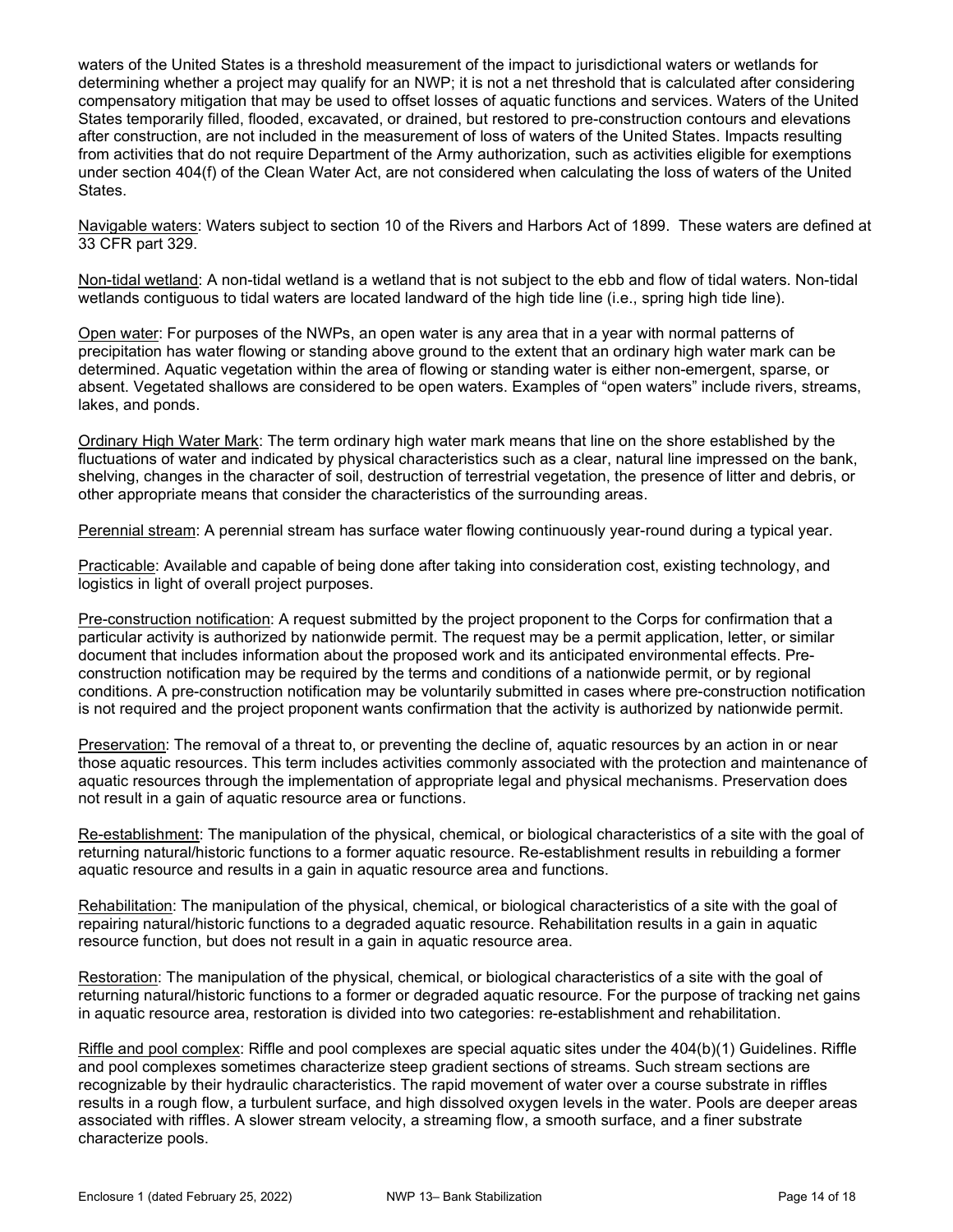waters of the United States is a threshold measurement of the impact to jurisdictional waters or wetlands for determining whether a project may qualify for an NWP; it is not a net threshold that is calculated after considering compensatory mitigation that may be used to offset losses of aquatic functions and services. Waters of the United States temporarily filled, flooded, excavated, or drained, but restored to pre-construction contours and elevations after construction, are not included in the measurement of loss of waters of the United States. Impacts resulting from activities that do not require Department of the Army authorization, such as activities eligible for exemptions under section 404(f) of the Clean Water Act, are not considered when calculating the loss of waters of the United States.

Navigable waters: Waters subject to section 10 of the Rivers and Harbors Act of 1899. These waters are defined at 33 CFR part 329.

Non-tidal wetland: A non-tidal wetland is a wetland that is not subject to the ebb and flow of tidal waters. Non-tidal wetlands contiguous to tidal waters are located landward of the high tide line (i.e., spring high tide line).

Open water: For purposes of the NWPs, an open water is any area that in a year with normal patterns of precipitation has water flowing or standing above ground to the extent that an ordinary high water mark can be determined. Aquatic vegetation within the area of flowing or standing water is either non-emergent, sparse, or absent. Vegetated shallows are considered to be open waters. Examples of "open waters" include rivers, streams, lakes, and ponds.

Ordinary High Water Mark: The term ordinary high water mark means that line on the shore established by the fluctuations of water and indicated by physical characteristics such as a clear, natural line impressed on the bank, shelving, changes in the character of soil, destruction of terrestrial vegetation, the presence of litter and debris, or other appropriate means that consider the characteristics of the surrounding areas.

Perennial stream: A perennial stream has surface water flowing continuously year-round during a typical year.

Practicable: Available and capable of being done after taking into consideration cost, existing technology, and logistics in light of overall project purposes.

Pre-construction notification: A request submitted by the project proponent to the Corps for confirmation that a particular activity is authorized by nationwide permit. The request may be a permit application, letter, or similar document that includes information about the proposed work and its anticipated environmental effects. Pre-construction notification may be required by the terms and conditions of a nationwide permit, or by regional conditions. A pre-construction notification may be voluntarily submitted in cases where pre-construction notification is not required and the project proponent wants confirmation that the activity is authorized by nationwide permit.

Preservation: The removal of a threat to, or preventing the decline of, aquatic resources by an action in or near those aquatic resources. This term includes activities commonly associated with the protection and maintenance of aquatic resources through the implementation of appropriate legal and physical mechanisms. Preservation does not result in a gain of aquatic resource area or functions.

Re-establishment: The manipulation of the physical, chemical, or biological characteristics of a site with the goal of returning natural/historic functions to a former aquatic resource. Re-establishment results in rebuilding a former aquatic resource and results in a gain in aquatic resource area and functions.

Rehabilitation: The manipulation of the physical, chemical, or biological characteristics of a site with the goal of repairing natural/historic functions to a degraded aquatic resource. Rehabilitation results in a gain in aquatic resource function, but does not result in a gain in aquatic resource area.

Restoration: The manipulation of the physical, chemical, or biological characteristics of a site with the goal of returning natural/historic functions to a former or degraded aquatic resource. For the purpose of tracking net gains in aquatic resource area, restoration is divided into two categories: re-establishment and rehabilitation.

Riffle and pool complex: Riffle and pool complexes are special aquatic sites under the 404(b)(1) Guidelines. Riffle and pool complexes sometimes characterize steep gradient sections of streams. Such stream sections are recognizable by their hydraulic characteristics. The rapid movement of water over a course substrate in riffles results in a rough flow, a turbulent surface, and high dissolved oxygen levels in the water. Pools are deeper areas associated with riffles. A slower stream velocity, a streaming flow, a smooth surface, and a finer substrate characterize pools.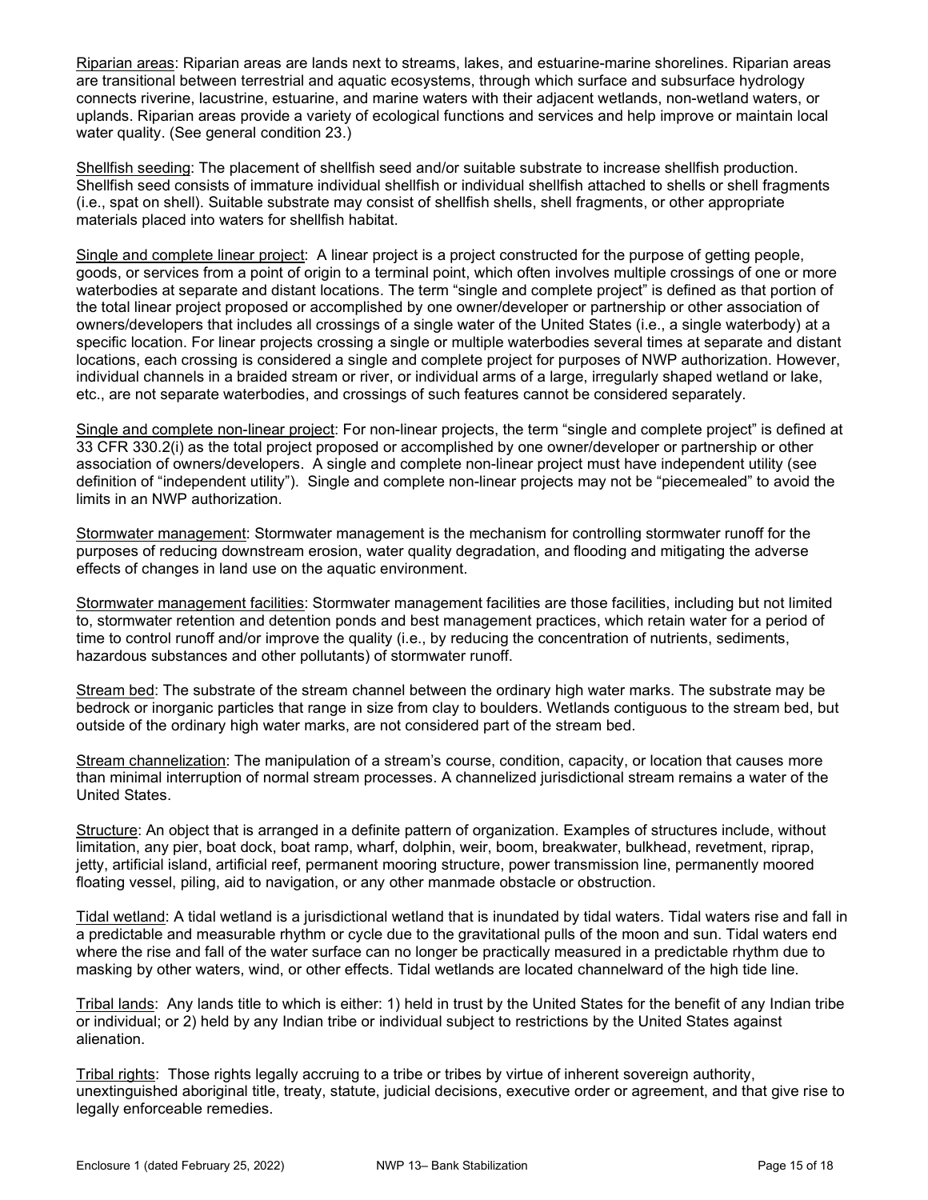Riparian areas: Riparian areas are lands next to streams, lakes, and estuarine-marine shorelines. Riparian areas are transitional between terrestrial and aquatic ecosystems, through which surface and subsurface hydrology connects riverine, lacustrine, estuarine, and marine waters with their adjacent wetlands, non-wetland waters, or uplands. Riparian areas provide a variety of ecological functions and services and help improve or maintain local water quality. (See general condition 23.)

Shellfish seeding: The placement of shellfish seed and/or suitable substrate to increase shellfish production. Shellfish seed consists of immature individual shellfish or individual shellfish attached to shells or shell fragments (i.e., spat on shell). Suitable substrate may consist of shellfish shells, shell fragments, or other appropriate materials placed into waters for shellfish habitat.

Single and complete linear project: A linear project is a project constructed for the purpose of getting people, goods, or services from a point of origin to a terminal point, which often involves multiple crossings of one or more waterbodies at separate and distant locations. The term "single and complete project" is defined as that portion of the total linear project proposed or accomplished by one owner/developer or partnership or other association of owners/developers that includes all crossings of a single water of the United States (i.e., a single waterbody) at a specific location. For linear projects crossing a single or multiple waterbodies several times at separate and distant locations, each crossing is considered a single and complete project for purposes of NWP authorization. However, individual channels in a braided stream or river, or individual arms of a large, irregularly shaped wetland or lake, etc., are not separate waterbodies, and crossings of such features cannot be considered separately.

Single and complete non-linear project: For non-linear projects, the term "single and complete project" is defined at 33 CFR 330.2(i) as the total project proposed or accomplished by one owner/developer or partnership or other association of owners/developers. A single and complete non-linear project must have independent utility (see definition of "independent utility"). Single and complete non-linear projects may not be "piecemealed" to avoid the limits in an NWP authorization.

Stormwater management: Stormwater management is the mechanism for controlling stormwater runoff for the purposes of reducing downstream erosion, water quality degradation, and flooding and mitigating the adverse effects of changes in land use on the aquatic environment.

Stormwater management facilities: Stormwater management facilities are those facilities, including but not limited to, stormwater retention and detention ponds and best management practices, which retain water for a period of time to control runoff and/or improve the quality (i.e., by reducing the concentration of nutrients, sediments, hazardous substances and other pollutants) of stormwater runoff.

Stream bed: The substrate of the stream channel between the ordinary high water marks. The substrate may be bedrock or inorganic particles that range in size from clay to boulders. Wetlands contiguous to the stream bed, but outside of the ordinary high water marks, are not considered part of the stream bed.

Stream channelization: The manipulation of a stream's course, condition, capacity, or location that causes more than minimal interruption of normal stream processes. A channelized jurisdictional stream remains a water of the United States.

Structure: An object that is arranged in a definite pattern of organization. Examples of structures include, without limitation, any pier, boat dock, boat ramp, wharf, dolphin, weir, boom, breakwater, bulkhead, revetment, riprap, jetty, artificial island, artificial reef, permanent mooring structure, power transmission line, permanently moored floating vessel, piling, aid to navigation, or any other manmade obstacle or obstruction.

Tidal wetland: A tidal wetland is a jurisdictional wetland that is inundated by tidal waters. Tidal waters rise and fall in a predictable and measurable rhythm or cycle due to the gravitational pulls of the moon and sun. Tidal waters end where the rise and fall of the water surface can no longer be practically measured in a predictable rhythm due to masking by other waters, wind, or other effects. Tidal wetlands are located channelward of the high tide line.

Tribal lands: Any lands title to which is either: 1) held in trust by the United States for the benefit of any Indian tribe or individual; or 2) held by any Indian tribe or individual subject to restrictions by the United States against alienation.

Tribal rights: Those rights legally accruing to a tribe or tribes by virtue of inherent sovereign authority, unextinguished aboriginal title, treaty, statute, judicial decisions, executive order or agreement, and that give rise to legally enforceable remedies.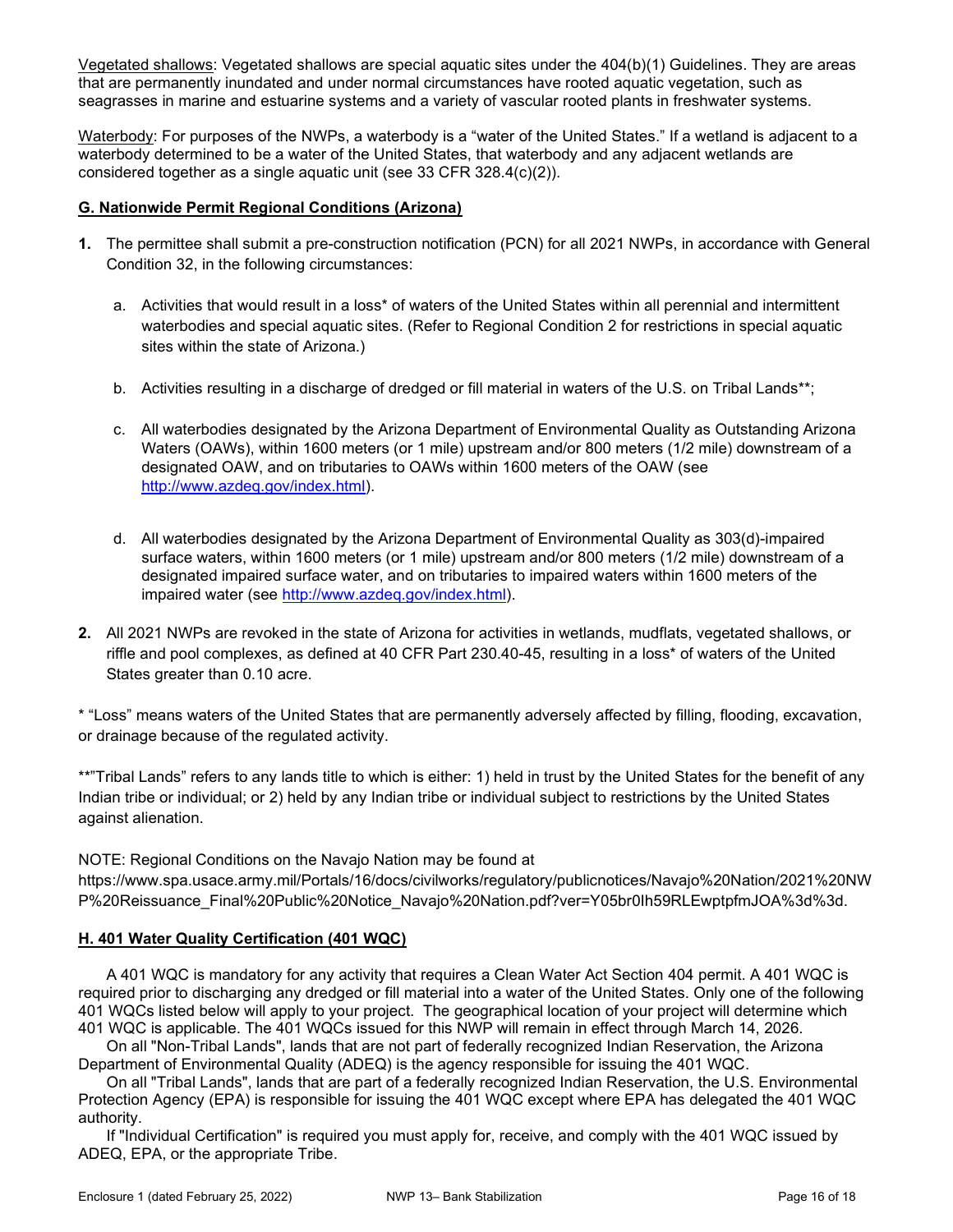Vegetated shallows: Vegetated shallows are special aquatic sites under the 404(b)(1) Guidelines. They are areas that are permanently inundated and under normal circumstances have rooted aquatic vegetation, such as seagrasses in marine and estuarine systems and a variety of vascular rooted plants in freshwater systems.

Waterbody: For purposes of the NWPs, a waterbody is a "water of the United States." If a wetland is adjacent to a waterbody determined to be a water of the United States, that waterbody and any adjacent wetlands are considered together as a single aquatic unit (see 33 CFR 328.4(c)(2)).

## G. Nationwide Permit Regional Conditions (Arizona)

**1.** The permittee shall submit a pre-construction notification (PCN) for all 2021 NWPs, in accordance with General Condition 32, in the following circumstances:

   a. Activities that would result in a loss* of waters of the United States within all perennial and intermittent waterbodies and special aquatic sites. (Refer to Regional Condition 2 for restrictions in special aquatic sites within the state of Arizona.)

   b. Activities resulting in a discharge of dredged or fill material in waters of the U.S. on Tribal Lands**;

   c. All waterbodies designated by the Arizona Department of Environmental Quality as Outstanding Arizona Waters (OAWs), within 1600 meters (or 1 mile) upstream and/or 800 meters (1/2 mile) downstream of a designated OAW, and on tributaries to OAWs within 1600 meters of the OAW (see http://www.azdeq.gov/index.html).

   d. All waterbodies designated by the Arizona Department of Environmental Quality as 303(d)-impaired surface waters, within 1600 meters (or 1 mile) upstream and/or 800 meters (1/2 mile) downstream of a designated impaired surface water, and on tributaries to impaired waters within 1600 meters of the impaired water (see http://www.azdeq.gov/index.html).

**2.** All 2021 NWPs are revoked in the state of Arizona for activities in wetlands, mudflats, vegetated shallows, or riffle and pool complexes, as defined at 40 CFR Part 230.40-45, resulting in a loss* of waters of the United States greater than 0.10 acre.

* "Loss" means waters of the United States that are permanently adversely affected by filling, flooding, excavation, or drainage because of the regulated activity.

**"Tribal Lands" refers to any lands title to which is either: 1) held in trust by the United States for the benefit of any Indian tribe or individual; or 2) held by any Indian tribe or individual subject to restrictions by the United States against alienation.

NOTE: Regional Conditions on the Navajo Nation may be found at https://www.spa.usace.army.mil/Portals/16/docs/civilworks/regulatory/publicnotices/Navajo%20Nation/2021%20NWP%20Reissuance_Final%20Public%20Notice_Navajo%20Nation.pdf?ver=Y05br0Ih59RLEwptpfmJOA%3d%3d.

## H. 401 Water Quality Certification (401 WQC)

A 401 WQC is mandatory for any activity that requires a Clean Water Act Section 404 permit. A 401 WQC is required prior to discharging any dredged or fill material into a water of the United States. Only one of the following 401 WQCs listed below will apply to your project. The geographical location of your project will determine which 401 WQC is applicable. The 401 WQCs issued for this NWP will remain in effect through March 14, 2026.

On all "Non-Tribal Lands", lands that are not part of federally recognized Indian Reservation, the Arizona Department of Environmental Quality (ADEQ) is the agency responsible for issuing the 401 WQC.

On all "Tribal Lands", lands that are part of a federally recognized Indian Reservation, the U.S. Environmental Protection Agency (EPA) is responsible for issuing the 401 WQC except where EPA has delegated the 401 WQC authority.

If "Individual Certification" is required you must apply for, receive, and comply with the 401 WQC issued by ADEQ, EPA, or the appropriate Tribe.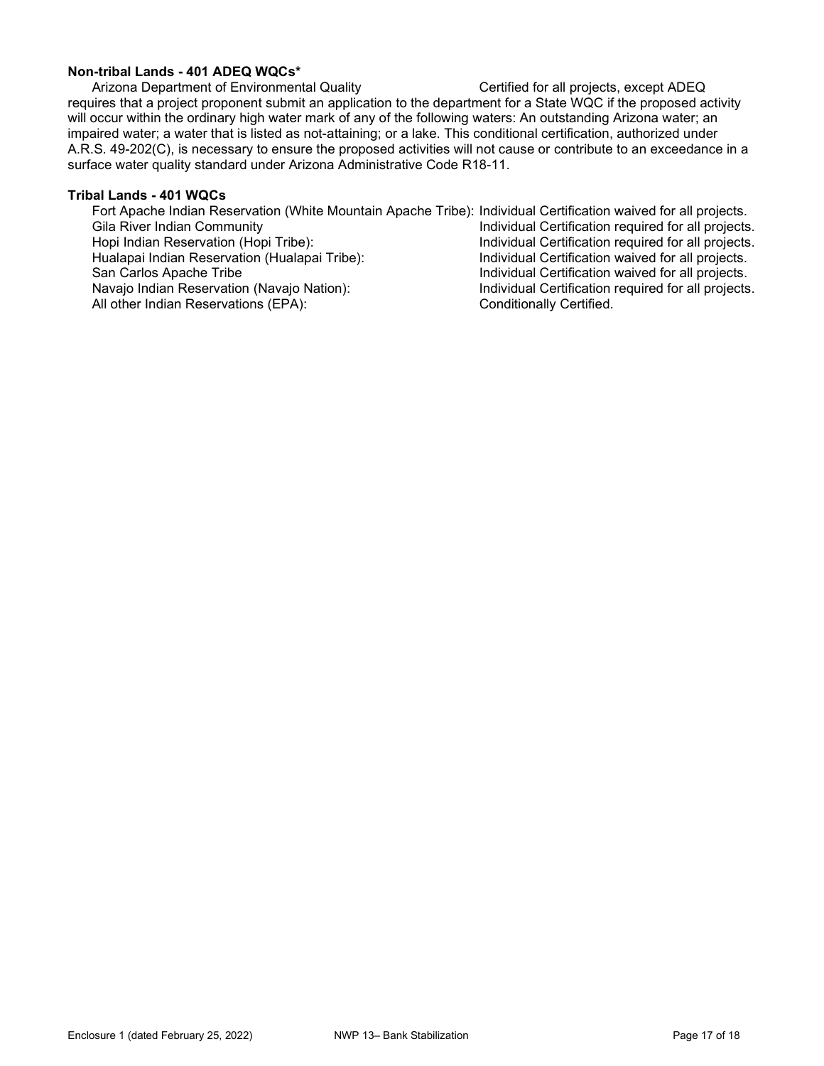**Non-tribal Lands - 401 ADEQ WQCs***

Arizona Department of Environmental Quality — Certified for all projects, except ADEQ requires that a project proponent submit an application to the department for a State WQC if the proposed activity will occur within the ordinary high water mark of any of the following waters: An outstanding Arizona water; an impaired water; a water that is listed as not-attaining; or a lake. This conditional certification, authorized under A.R.S. 49-202(C), is necessary to ensure the proposed activities will not cause or contribute to an exceedance in a surface water quality standard under Arizona Administrative Code R18-11.

**Tribal Lands - 401 WQCs**

| | |
|---|---|
| Fort Apache Indian Reservation (White Mountain Apache Tribe): | Individual Certification waived for all projects. |
| Gila River Indian Community | Individual Certification required for all projects. |
| Hopi Indian Reservation (Hopi Tribe): | Individual Certification required for all projects. |
| Hualapai Indian Reservation (Hualapai Tribe): | Individual Certification waived for all projects. |
| San Carlos Apache Tribe | Individual Certification waived for all projects. |
| Navajo Indian Reservation (Navajo Nation): | Individual Certification required for all projects. |
| All other Indian Reservations (EPA): | Conditionally Certified. |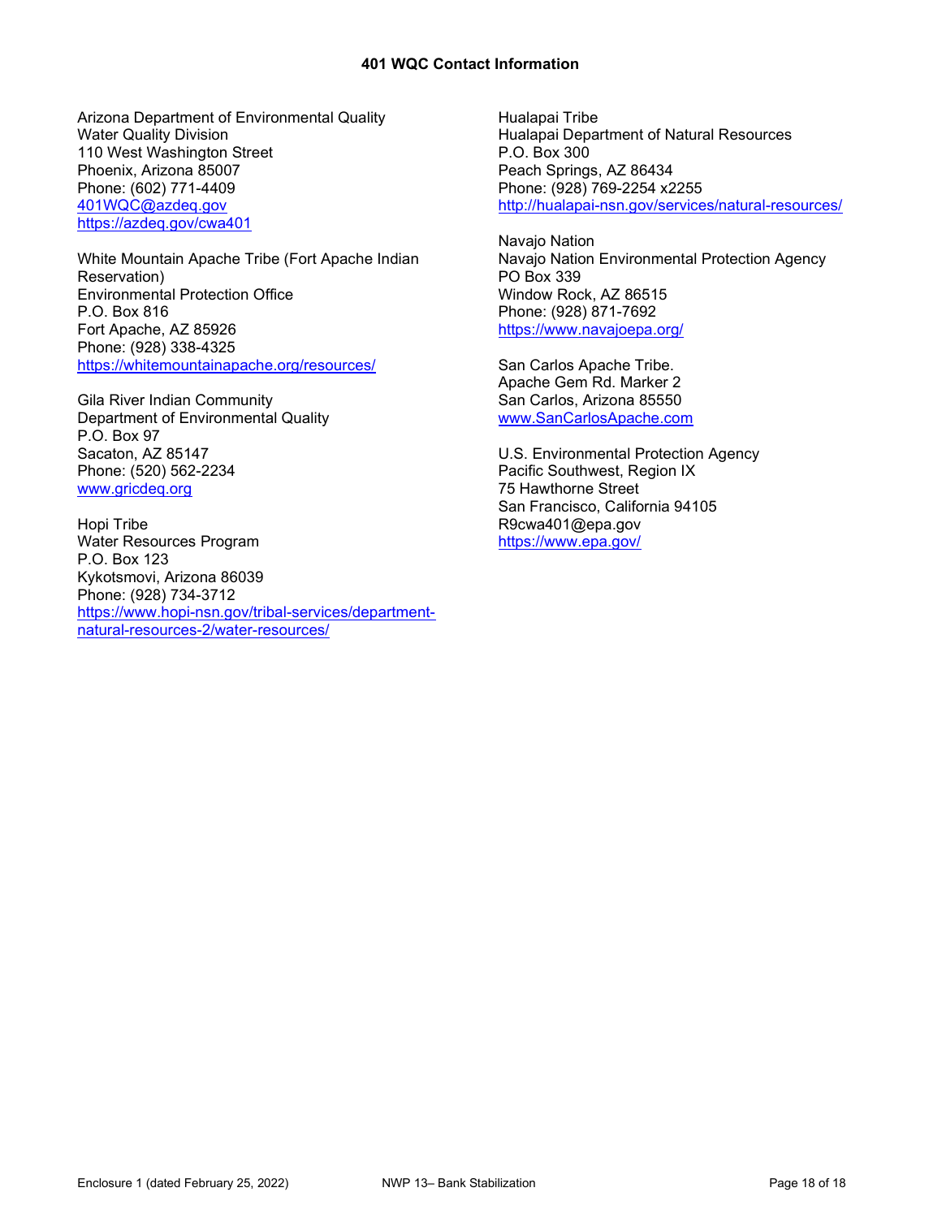**401 WQC Contact Information**

Arizona Department of Environmental Quality
Water Quality Division
110 West Washington Street
Phoenix, Arizona 85007
Phone: (602) 771-4409
401WQC@azdeq.gov
https://azdeq.gov/cwa401

White Mountain Apache Tribe (Fort Apache Indian Reservation)
Environmental Protection Office
P.O. Box 816
Fort Apache, AZ 85926
Phone: (928) 338-4325
https://whitemountainapache.org/resources/

Gila River Indian Community
Department of Environmental Quality
P.O. Box 97
Sacaton, AZ 85147
Phone: (520) 562-2234
www.gricdeq.org

Hopi Tribe
Water Resources Program
P.O. Box 123
Kykotsmovi, Arizona 86039
Phone: (928) 734-3712
https://www.hopi-nsn.gov/tribal-services/department-natural-resources-2/water-resources/

Hualapai Tribe
Hualapai Department of Natural Resources
P.O. Box 300
Peach Springs, AZ 86434
Phone: (928) 769-2254 x2255
http://hualapai-nsn.gov/services/natural-resources/

Navajo Nation
Navajo Nation Environmental Protection Agency
PO Box 339
Window Rock, AZ 86515
Phone: (928) 871-7692
https://www.navajoepa.org/

San Carlos Apache Tribe.
Apache Gem Rd. Marker 2
San Carlos, Arizona 85550
www.SanCarlosApache.com

U.S. Environmental Protection Agency
Pacific Southwest, Region IX
75 Hawthorne Street
San Francisco, California 94105
R9cwa401@epa.gov
https://www.epa.gov/